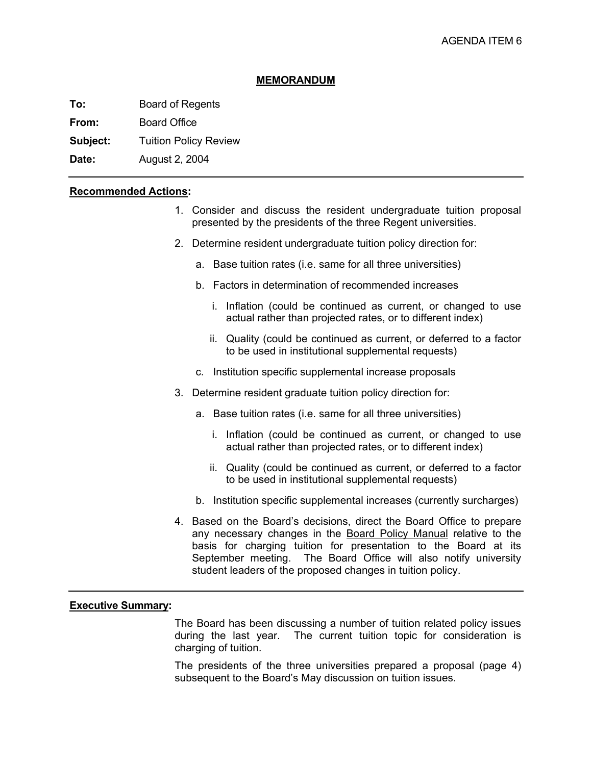AGENDA ITEM 6

# MEMORANDUM

**To:** Board of Regents

**From:** Board Office

**Subject:** Tuition Policy Review

**Date:** August 2, 2004

---

**Recommended Actions:**

1. Consider and discuss the resident undergraduate tuition proposal presented by the presidents of the three Regent universities.
2. Determine resident undergraduate tuition policy direction for:
   a. Base tuition rates (i.e. same for all three universities)
   b. Factors in determination of recommended increases
      i. Inflation (could be continued as current, or changed to use actual rather than projected rates, or to different index)
      ii. Quality (could be continued as current, or deferred to a factor to be used in institutional supplemental requests)
   c. Institution specific supplemental increase proposals
3. Determine resident graduate tuition policy direction for:
   a. Base tuition rates (i.e. same for all three universities)
      i. Inflation (could be continued as current, or changed to use actual rather than projected rates, or to different index)
      ii. Quality (could be continued as current, or deferred to a factor to be used in institutional supplemental requests)
   b. Institution specific supplemental increases (currently surcharges)
4. Based on the Board's decisions, direct the Board Office to prepare any necessary changes in the Board Policy Manual relative to the basis for charging tuition for presentation to the Board at its September meeting. The Board Office will also notify university student leaders of the proposed changes in tuition policy.

---

**Executive Summary:**

The Board has been discussing a number of tuition related policy issues during the last year. The current tuition topic for consideration is charging of tuition.

The presidents of the three universities prepared a proposal (page 4) subsequent to the Board's May discussion on tuition issues.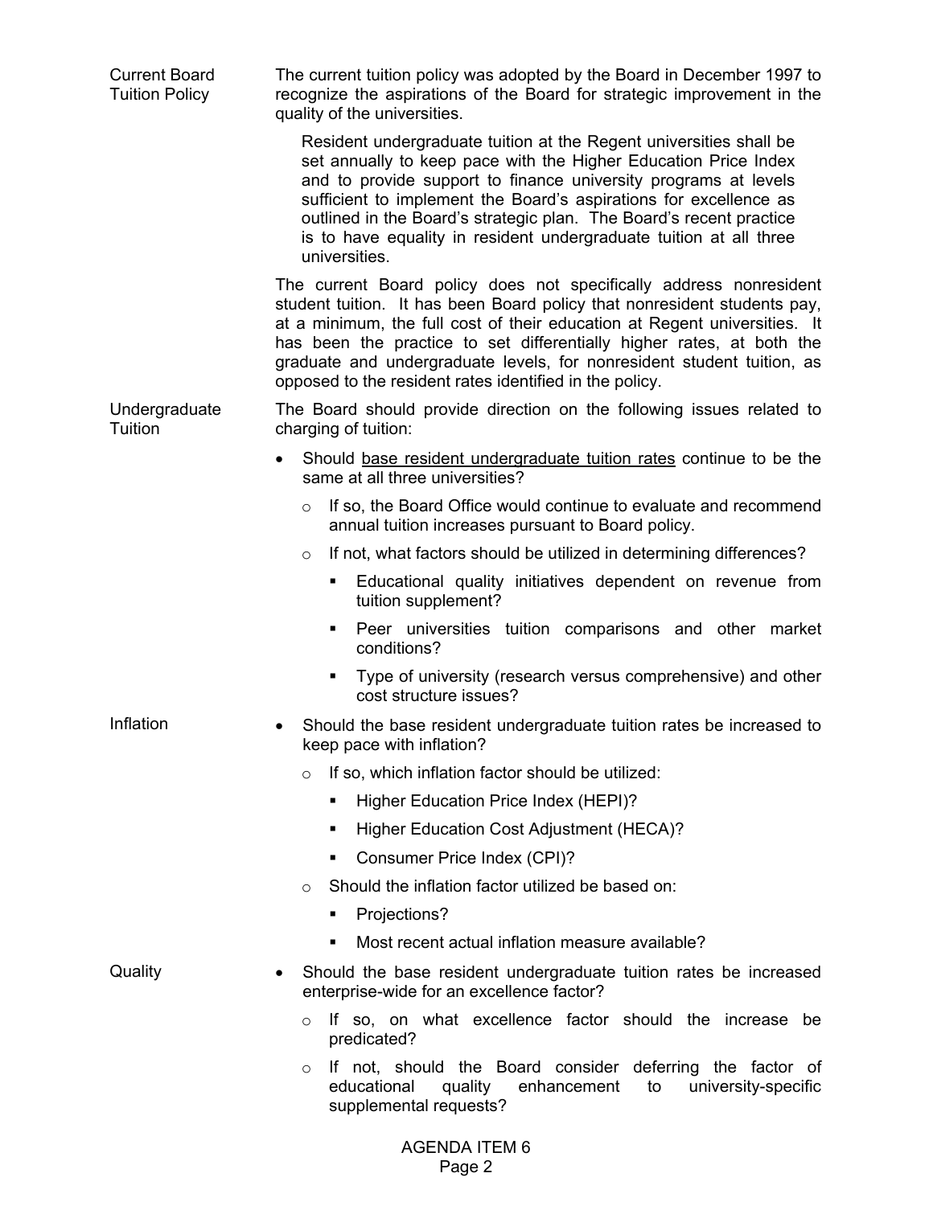**Current Board Tuition Policy**

The current tuition policy was adopted by the Board in December 1997 to recognize the aspirations of the Board for strategic improvement in the quality of the universities.

> Resident undergraduate tuition at the Regent universities shall be set annually to keep pace with the Higher Education Price Index and to provide support to finance university programs at levels sufficient to implement the Board's aspirations for excellence as outlined in the Board's strategic plan. The Board's recent practice is to have equality in resident undergraduate tuition at all three universities.

The current Board policy does not specifically address nonresident student tuition. It has been Board policy that nonresident students pay, at a minimum, the full cost of their education at Regent universities. It has been the practice to set differentially higher rates, at both the graduate and undergraduate levels, for nonresident student tuition, as opposed to the resident rates identified in the policy.

**Undergraduate Tuition**

The Board should provide direction on the following issues related to charging of tuition:

- Should <u>base resident undergraduate tuition rates</u> continue to be the same at all three universities?
  - If so, the Board Office would continue to evaluate and recommend annual tuition increases pursuant to Board policy.
  - If not, what factors should be utilized in determining differences?
    - Educational quality initiatives dependent on revenue from tuition supplement?
    - Peer universities tuition comparisons and other market conditions?
    - Type of university (research versus comprehensive) and other cost structure issues?

**Inflation**

- Should the base resident undergraduate tuition rates be increased to keep pace with inflation?
  - If so, which inflation factor should be utilized:
    - Higher Education Price Index (HEPI)?
    - Higher Education Cost Adjustment (HECA)?
    - Consumer Price Index (CPI)?
  - Should the inflation factor utilized be based on:
    - Projections?
    - Most recent actual inflation measure available?

**Quality**

- Should the base resident undergraduate tuition rates be increased enterprise-wide for an excellence factor?
  - If so, on what excellence factor should the increase be predicated?
  - If not, should the Board consider deferring the factor of educational quality enhancement to university-specific supplemental requests?

AGENDA ITEM 6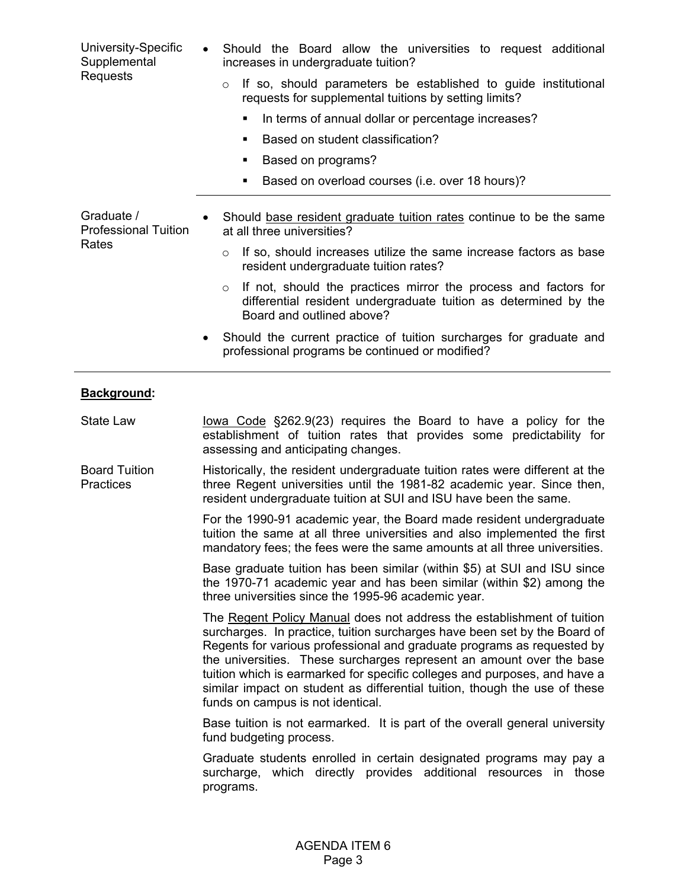**University-Specific Supplemental Requests**

- Should the Board allow the universities to request additional increases in undergraduate tuition?
  - If so, should parameters be established to guide institutional requests for supplemental tuitions by setting limits?
    - In terms of annual dollar or percentage increases?
    - Based on student classification?
    - Based on programs?
    - Based on overload courses (i.e. over 18 hours)?

**Graduate / Professional Tuition Rates**

- Should base resident graduate tuition rates continue to be the same at all three universities?
  - If so, should increases utilize the same increase factors as base resident undergraduate tuition rates?
  - If not, should the practices mirror the process and factors for differential resident undergraduate tuition as determined by the Board and outlined above?
- Should the current practice of tuition surcharges for graduate and professional programs be continued or modified?

## Background:

**State Law**

Iowa Code §262.9(23) requires the Board to have a policy for the establishment of tuition rates that provides some predictability for assessing and anticipating changes.

**Board Tuition Practices**

Historically, the resident undergraduate tuition rates were different at the three Regent universities until the 1981-82 academic year. Since then, resident undergraduate tuition at SUI and ISU have been the same.

For the 1990-91 academic year, the Board made resident undergraduate tuition the same at all three universities and also implemented the first mandatory fees; the fees were the same amounts at all three universities.

Base graduate tuition has been similar (within $5) at SUI and ISU since the 1970-71 academic year and has been similar (within $2) among the three universities since the 1995-96 academic year.

The Regent Policy Manual does not address the establishment of tuition surcharges. In practice, tuition surcharges have been set by the Board of Regents for various professional and graduate programs as requested by the universities. These surcharges represent an amount over the base tuition which is earmarked for specific colleges and purposes, and have a similar impact on student as differential tuition, though the use of these funds on campus is not identical.

Base tuition is not earmarked. It is part of the overall general university fund budgeting process.

Graduate students enrolled in certain designated programs may pay a surcharge, which directly provides additional resources in those programs.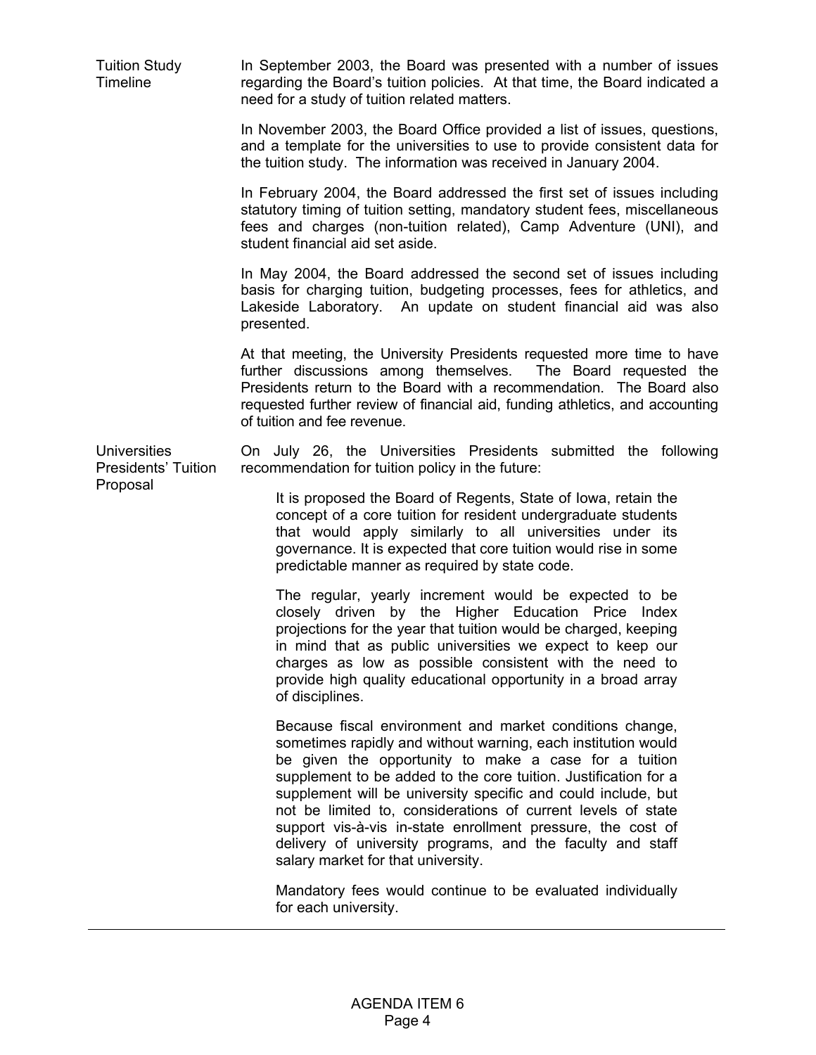**Tuition Study Timeline**

In September 2003, the Board was presented with a number of issues regarding the Board's tuition policies. At that time, the Board indicated a need for a study of tuition related matters.

In November 2003, the Board Office provided a list of issues, questions, and a template for the universities to use to provide consistent data for the tuition study. The information was received in January 2004.

In February 2004, the Board addressed the first set of issues including statutory timing of tuition setting, mandatory student fees, miscellaneous fees and charges (non-tuition related), Camp Adventure (UNI), and student financial aid set aside.

In May 2004, the Board addressed the second set of issues including basis for charging tuition, budgeting processes, fees for athletics, and Lakeside Laboratory. An update on student financial aid was also presented.

At that meeting, the University Presidents requested more time to have further discussions among themselves. The Board requested the Presidents return to the Board with a recommendation. The Board also requested further review of financial aid, funding athletics, and accounting of tuition and fee revenue.

**Universities Presidents' Tuition Proposal**

On July 26, the Universities Presidents submitted the following recommendation for tuition policy in the future:

> It is proposed the Board of Regents, State of Iowa, retain the concept of a core tuition for resident undergraduate students that would apply similarly to all universities under its governance. It is expected that core tuition would rise in some predictable manner as required by state code.
>
> The regular, yearly increment would be expected to be closely driven by the Higher Education Price Index projections for the year that tuition would be charged, keeping in mind that as public universities we expect to keep our charges as low as possible consistent with the need to provide high quality educational opportunity in a broad array of disciplines.
>
> Because fiscal environment and market conditions change, sometimes rapidly and without warning, each institution would be given the opportunity to make a case for a tuition supplement to be added to the core tuition. Justification for a supplement will be university specific and could include, but not be limited to, considerations of current levels of state support vis-à-vis in-state enrollment pressure, the cost of delivery of university programs, and the faculty and staff salary market for that university.
>
> Mandatory fees would continue to be evaluated individually for each university.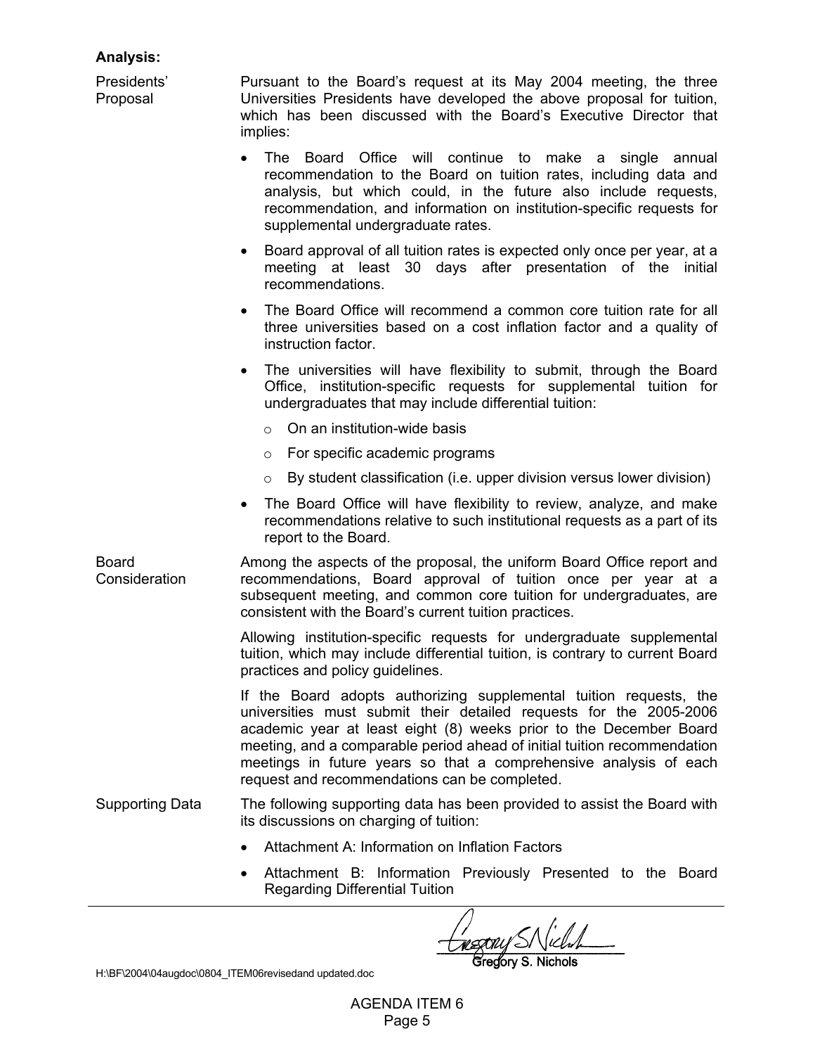**Analysis:**

**Presidents' Proposal**

Pursuant to the Board's request at its May 2004 meeting, the three Universities Presidents have developed the above proposal for tuition, which has been discussed with the Board's Executive Director that implies:

- The Board Office will continue to make a single annual recommendation to the Board on tuition rates, including data and analysis, but which could, in the future also include requests, recommendation, and information on institution-specific requests for supplemental undergraduate rates.
- Board approval of all tuition rates is expected only once per year, at a meeting at least 30 days after presentation of the initial recommendations.
- The Board Office will recommend a common core tuition rate for all three universities based on a cost inflation factor and a quality of instruction factor.
- The universities will have flexibility to submit, through the Board Office, institution-specific requests for supplemental tuition for undergraduates that may include differential tuition:
  - On an institution-wide basis
  - For specific academic programs
  - By student classification (i.e. upper division versus lower division)
- The Board Office will have flexibility to review, analyze, and make recommendations relative to such institutional requests as a part of its report to the Board.

**Board Consideration**

Among the aspects of the proposal, the uniform Board Office report and recommendations, Board approval of tuition once per year at a subsequent meeting, and common core tuition for undergraduates, are consistent with the Board's current tuition practices.

Allowing institution-specific requests for undergraduate supplemental tuition, which may include differential tuition, is contrary to current Board practices and policy guidelines.

If the Board adopts authorizing supplemental tuition requests, the universities must submit their detailed requests for the 2005-2006 academic year at least eight (8) weeks prior to the December Board meeting, and a comparable period ahead of initial tuition recommendation meetings in future years so that a comprehensive analysis of each request and recommendations can be completed.

**Supporting Data**

The following supporting data has been provided to assist the Board with its discussions on charging of tuition:

- Attachment A: Information on Inflation Factors
- Attachment B: Information Previously Presented to the Board Regarding Differential Tuition

---

Gregory S. Nichols

H:\BF\2004\04augdoc\0804_ITEM06revisedand updated.doc

AGENDA ITEM 6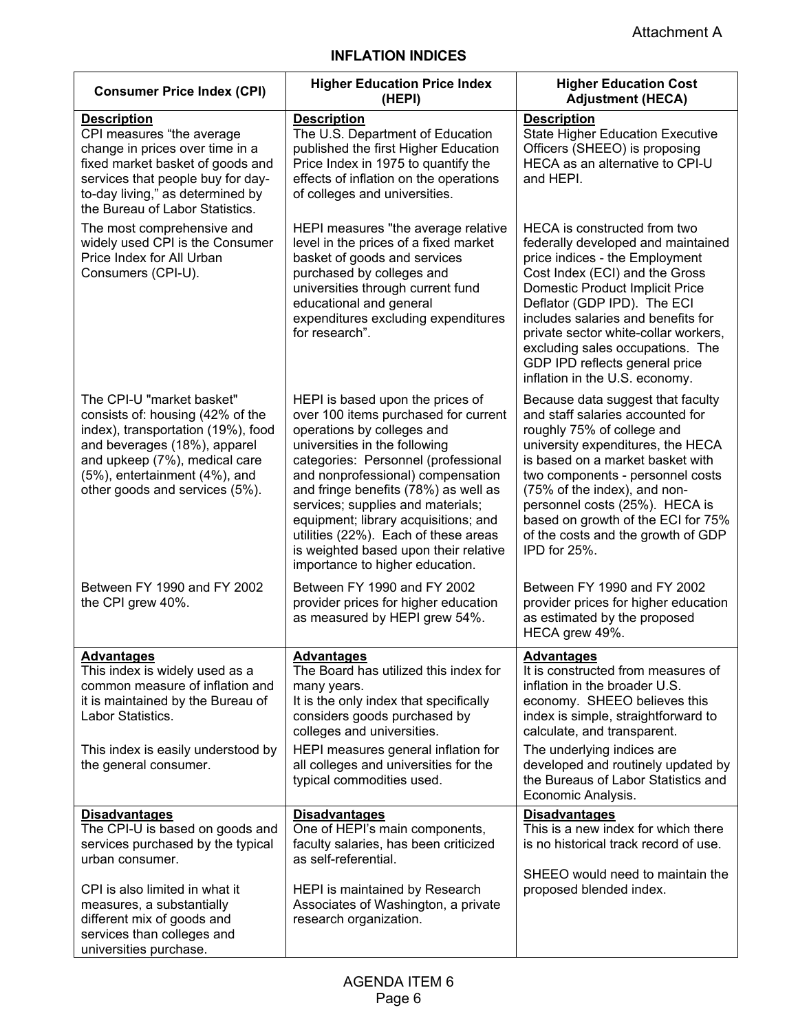Attachment A

# INFLATION INDICES

| Consumer Price Index (CPI) | Higher Education Price Index (HEPI) | Higher Education Cost Adjustment (HECA) |
|---|---|---|
| **Description**<br>CPI measures "the average change in prices over time in a fixed market basket of goods and services that people buy for day-to-day living," as determined by the Bureau of Labor Statistics.<br><br>The most comprehensive and widely used CPI is the Consumer Price Index for All Urban Consumers (CPI-U).<br><br>The CPI-U "market basket" consists of: housing (42% of the index), transportation (19%), food and beverages (18%), apparel and upkeep (7%), medical care (5%), entertainment (4%), and other goods and services (5%).<br><br>Between FY 1990 and FY 2002 the CPI grew 40%. | **Description**<br>The U.S. Department of Education published the first Higher Education Price Index in 1975 to quantify the effects of inflation on the operations of colleges and universities.<br><br>HEPI measures "the average relative level in the prices of a fixed market basket of goods and services purchased by colleges and universities through current fund educational and general expenditures excluding expenditures for research".<br><br>HEPI is based upon the prices of over 100 items purchased for current operations by colleges and universities in the following categories: Personnel (professional and nonprofessional) compensation and fringe benefits (78%) as well as services; supplies and materials; equipment; library acquisitions; and utilities (22%). Each of these areas is weighted based upon their relative importance to higher education.<br><br>Between FY 1990 and FY 2002 provider prices for higher education as measured by HEPI grew 54%. | **Description**<br>State Higher Education Executive Officers (SHEEO) is proposing HECA as an alternative to CPI-U and HEPI.<br><br>HECA is constructed from two federally developed and maintained price indices - the Employment Cost Index (ECI) and the Gross Domestic Product Implicit Price Deflator (GDP IPD). The ECI includes salaries and benefits for private sector white-collar workers, excluding sales occupations. The GDP IPD reflects general price inflation in the U.S. economy.<br><br>Because data suggest that faculty and staff salaries accounted for roughly 75% of college and university expenditures, the HECA is based on a market basket with two components - personnel costs (75% of the index), and non-personnel costs (25%). HECA is based on growth of the ECI for 75% of the costs and the growth of GDP IPD for 25%.<br><br>Between FY 1990 and FY 2002 provider prices for higher education as estimated by the proposed HECA grew 49%. |
| **Advantages**<br>This index is widely used as a common measure of inflation and it is maintained by the Bureau of Labor Statistics.<br><br>This index is easily understood by the general consumer. | **Advantages**<br>The Board has utilized this index for many years.<br>It is the only index that specifically considers goods purchased by colleges and universities.<br>HEPI measures general inflation for all colleges and universities for the typical commodities used. | **Advantages**<br>It is constructed from measures of inflation in the broader U.S. economy. SHEEO believes this index is simple, straightforward to calculate, and transparent.<br>The underlying indices are developed and routinely updated by the Bureaus of Labor Statistics and Economic Analysis. |
| **Disadvantages**<br>The CPI-U is based on goods and services purchased by the typical urban consumer.<br><br>CPI is also limited in what it measures, a substantially different mix of goods and services than colleges and universities purchase. | **Disadvantages**<br>One of HEPI's main components, faculty salaries, has been criticized as self-referential.<br><br>HEPI is maintained by Research Associates of Washington, a private research organization. | **Disadvantages**<br>This is a new index for which there is no historical track record of use.<br><br>SHEEO would need to maintain the proposed blended index. |

AGENDA ITEM 6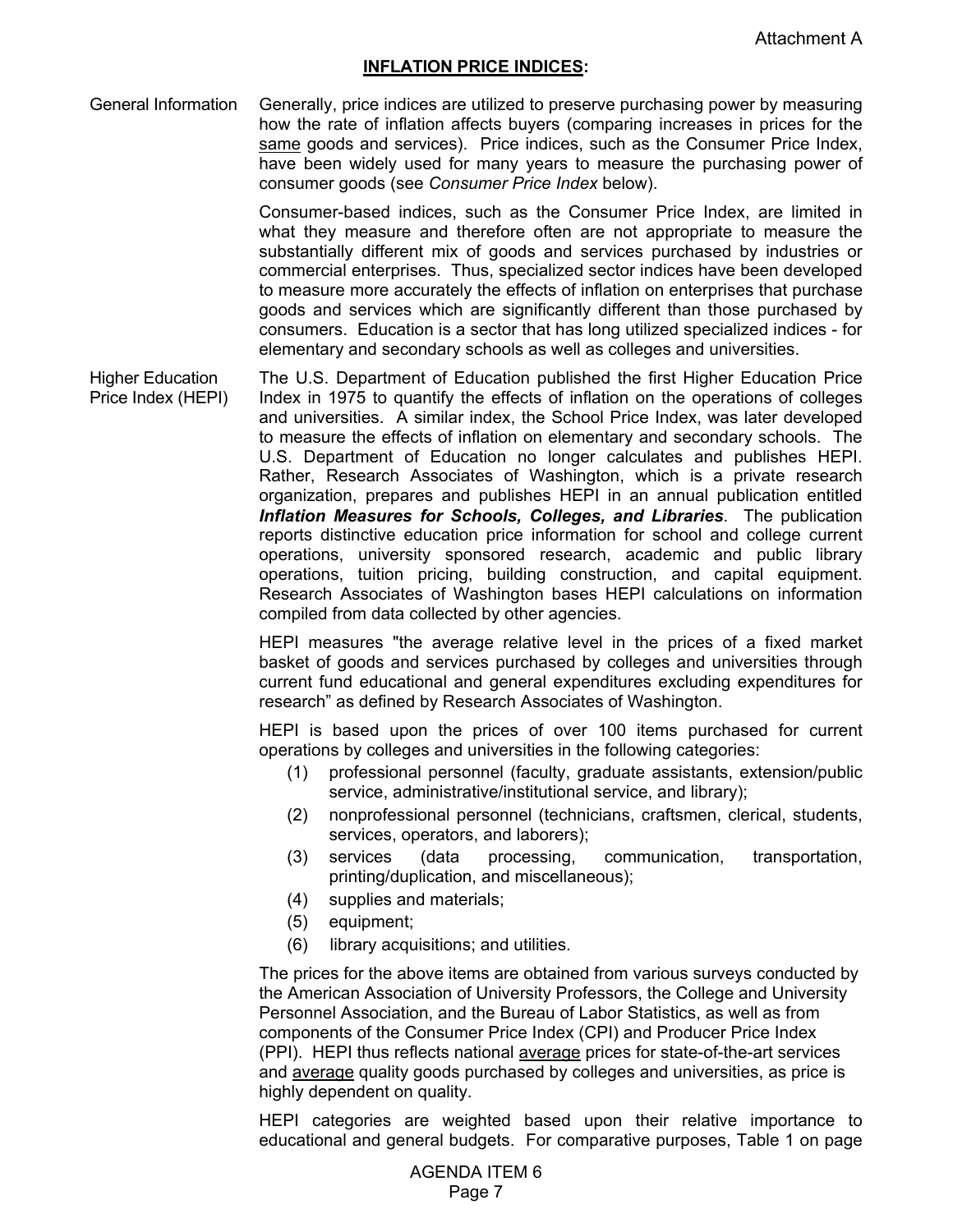Attachment A

## INFLATION PRICE INDICES:

**General Information**

Generally, price indices are utilized to preserve purchasing power by measuring how the rate of inflation affects buyers (comparing increases in prices for the same goods and services). Price indices, such as the Consumer Price Index, have been widely used for many years to measure the purchasing power of consumer goods (see *Consumer Price Index* below).

Consumer-based indices, such as the Consumer Price Index, are limited in what they measure and therefore often are not appropriate to measure the substantially different mix of goods and services purchased by industries or commercial enterprises. Thus, specialized sector indices have been developed to measure more accurately the effects of inflation on enterprises that purchase goods and services which are significantly different than those purchased by consumers. Education is a sector that has long utilized specialized indices - for elementary and secondary schools as well as colleges and universities.

**Higher Education Price Index (HEPI)**

The U.S. Department of Education published the first Higher Education Price Index in 1975 to quantify the effects of inflation on the operations of colleges and universities. A similar index, the School Price Index, was later developed to measure the effects of inflation on elementary and secondary schools. The U.S. Department of Education no longer calculates and publishes HEPI. Rather, Research Associates of Washington, which is a private research organization, prepares and publishes HEPI in an annual publication entitled ***Inflation Measures for Schools, Colleges, and Libraries***. The publication reports distinctive education price information for school and college current operations, university sponsored research, academic and public library operations, tuition pricing, building construction, and capital equipment. Research Associates of Washington bases HEPI calculations on information compiled from data collected by other agencies.

HEPI measures "the average relative level in the prices of a fixed market basket of goods and services purchased by colleges and universities through current fund educational and general expenditures excluding expenditures for research" as defined by Research Associates of Washington.

HEPI is based upon the prices of over 100 items purchased for current operations by colleges and universities in the following categories:

1. professional personnel (faculty, graduate assistants, extension/public service, administrative/institutional service, and library);
2. nonprofessional personnel (technicians, craftsmen, clerical, students, services, operators, and laborers);
3. services (data processing, communication, transportation, printing/duplication, and miscellaneous);
4. supplies and materials;
5. equipment;
6. library acquisitions; and utilities.

The prices for the above items are obtained from various surveys conducted by the American Association of University Professors, the College and University Personnel Association, and the Bureau of Labor Statistics, as well as from components of the Consumer Price Index (CPI) and Producer Price Index (PPI). HEPI thus reflects national average prices for state-of-the-art services and average quality goods purchased by colleges and universities, as price is highly dependent on quality.

HEPI categories are weighted based upon their relative importance to educational and general budgets. For comparative purposes, Table 1 on page

AGENDA ITEM 6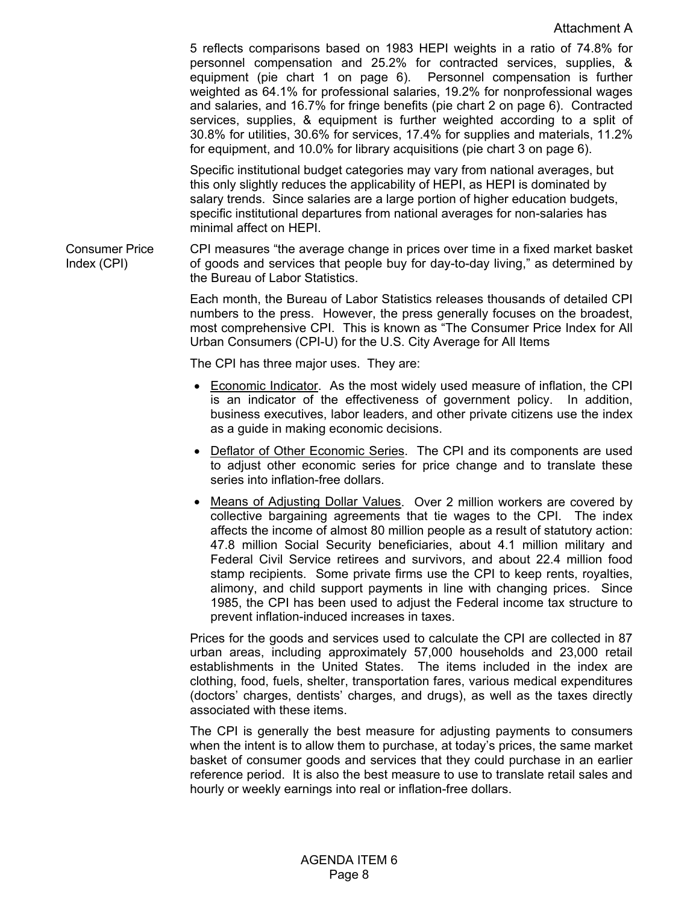5 reflects comparisons based on 1983 HEPI weights in a ratio of 74.8% for personnel compensation and 25.2% for contracted services, supplies, & equipment (pie chart 1 on page 6). Personnel compensation is further weighted as 64.1% for professional salaries, 19.2% for nonprofessional wages and salaries, and 16.7% for fringe benefits (pie chart 2 on page 6). Contracted services, supplies, & equipment is further weighted according to a split of 30.8% for utilities, 30.6% for services, 17.4% for supplies and materials, 11.2% for equipment, and 10.0% for library acquisitions (pie chart 3 on page 6).

Specific institutional budget categories may vary from national averages, but this only slightly reduces the applicability of HEPI, as HEPI is dominated by salary trends. Since salaries are a large portion of higher education budgets, specific institutional departures from national averages for non-salaries has minimal affect on HEPI.

**Consumer Price Index (CPI)**

CPI measures "the average change in prices over time in a fixed market basket of goods and services that people buy for day-to-day living," as determined by the Bureau of Labor Statistics.

Each month, the Bureau of Labor Statistics releases thousands of detailed CPI numbers to the press. However, the press generally focuses on the broadest, most comprehensive CPI. This is known as "The Consumer Price Index for All Urban Consumers (CPI-U) for the U.S. City Average for All Items

The CPI has three major uses. They are:

- Economic Indicator. As the most widely used measure of inflation, the CPI is an indicator of the effectiveness of government policy. In addition, business executives, labor leaders, and other private citizens use the index as a guide in making economic decisions.
- Deflator of Other Economic Series. The CPI and its components are used to adjust other economic series for price change and to translate these series into inflation-free dollars.
- Means of Adjusting Dollar Values. Over 2 million workers are covered by collective bargaining agreements that tie wages to the CPI. The index affects the income of almost 80 million people as a result of statutory action: 47.8 million Social Security beneficiaries, about 4.1 million military and Federal Civil Service retirees and survivors, and about 22.4 million food stamp recipients. Some private firms use the CPI to keep rents, royalties, alimony, and child support payments in line with changing prices. Since 1985, the CPI has been used to adjust the Federal income tax structure to prevent inflation-induced increases in taxes.

Prices for the goods and services used to calculate the CPI are collected in 87 urban areas, including approximately 57,000 households and 23,000 retail establishments in the United States. The items included in the index are clothing, food, fuels, shelter, transportation fares, various medical expenditures (doctors' charges, dentists' charges, and drugs), as well as the taxes directly associated with these items.

The CPI is generally the best measure for adjusting payments to consumers when the intent is to allow them to purchase, at today's prices, the same market basket of consumer goods and services that they could purchase in an earlier reference period. It is also the best measure to use to translate retail sales and hourly or weekly earnings into real or inflation-free dollars.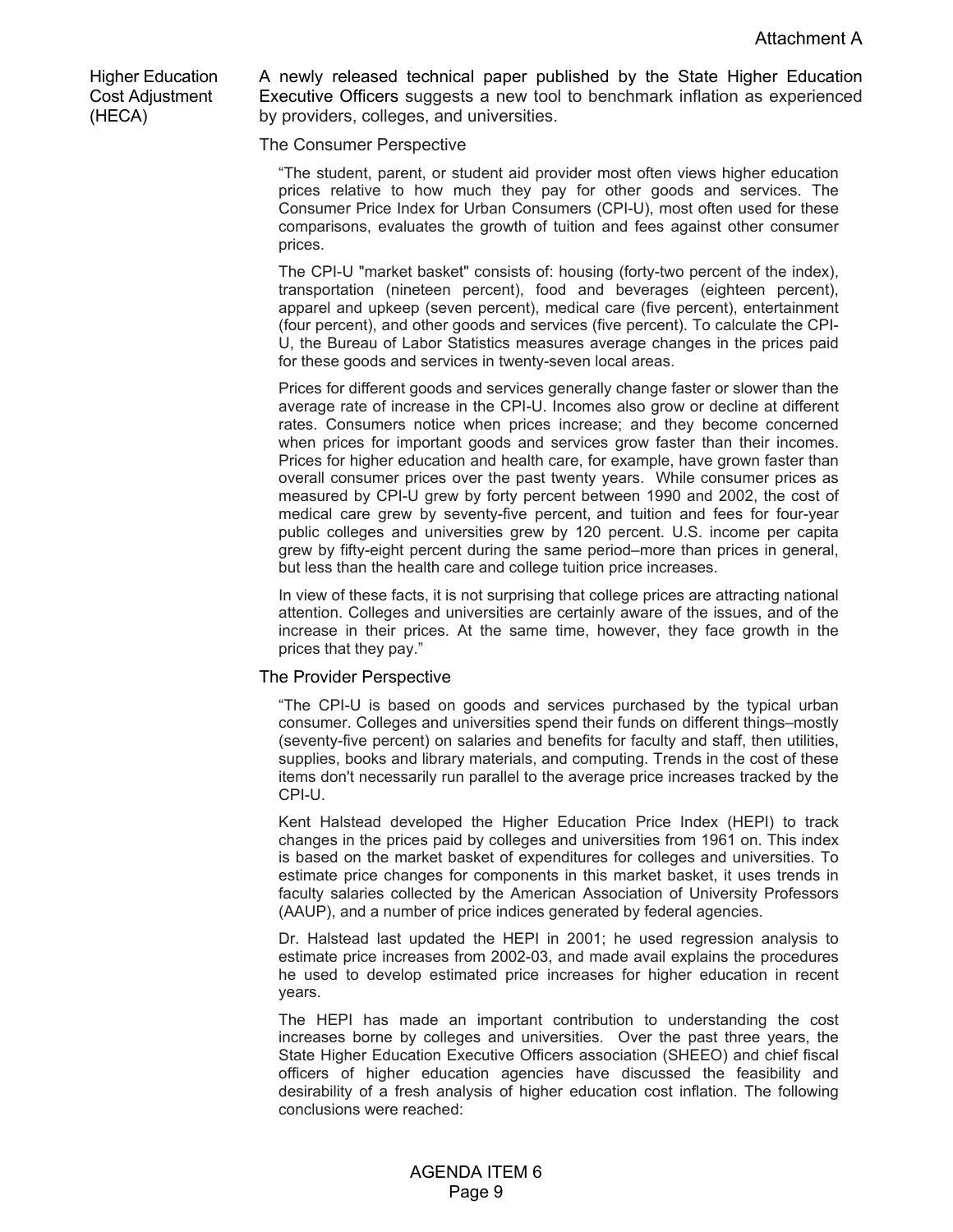Attachment A

**Higher Education Cost Adjustment (HECA)**

A newly released technical paper published by the State Higher Education Executive Officers suggests a new tool to benchmark inflation as experienced by providers, colleges, and universities.

The Consumer Perspective

> "The student, parent, or student aid provider most often views higher education prices relative to how much they pay for other goods and services. The Consumer Price Index for Urban Consumers (CPI-U), most often used for these comparisons, evaluates the growth of tuition and fees against other consumer prices.
>
> The CPI-U "market basket" consists of: housing (forty-two percent of the index), transportation (nineteen percent), food and beverages (eighteen percent), apparel and upkeep (seven percent), medical care (five percent), entertainment (four percent), and other goods and services (five percent). To calculate the CPI-U, the Bureau of Labor Statistics measures average changes in the prices paid for these goods and services in twenty-seven local areas.
>
> Prices for different goods and services generally change faster or slower than the average rate of increase in the CPI-U. Incomes also grow or decline at different rates. Consumers notice when prices increase; and they become concerned when prices for important goods and services grow faster than their incomes. Prices for higher education and health care, for example, have grown faster than overall consumer prices over the past twenty years. While consumer prices as measured by CPI-U grew by forty percent between 1990 and 2002, the cost of medical care grew by seventy-five percent, and tuition and fees for four-year public colleges and universities grew by 120 percent. U.S. income per capita grew by fifty-eight percent during the same period–more than prices in general, but less than the health care and college tuition price increases.
>
> In view of these facts, it is not surprising that college prices are attracting national attention. Colleges and universities are certainly aware of the issues, and of the increase in their prices. At the same time, however, they face growth in the prices that they pay."

The Provider Perspective

> "The CPI-U is based on goods and services purchased by the typical urban consumer. Colleges and universities spend their funds on different things–mostly (seventy-five percent) on salaries and benefits for faculty and staff, then utilities, supplies, books and library materials, and computing. Trends in the cost of these items don't necessarily run parallel to the average price increases tracked by the CPI-U.
>
> Kent Halstead developed the Higher Education Price Index (HEPI) to track changes in the prices paid by colleges and universities from 1961 on. This index is based on the market basket of expenditures for colleges and universities. To estimate price changes for components in this market basket, it uses trends in faculty salaries collected by the American Association of University Professors (AAUP), and a number of price indices generated by federal agencies.
>
> Dr. Halstead last updated the HEPI in 2001; he used regression analysis to estimate price increases from 2002-03, and made avail explains the procedures he used to develop estimated price increases for higher education in recent years.
>
> The HEPI has made an important contribution to understanding the cost increases borne by colleges and universities. Over the past three years, the State Higher Education Executive Officers association (SHEEO) and chief fiscal officers of higher education agencies have discussed the feasibility and desirability of a fresh analysis of higher education cost inflation. The following conclusions were reached: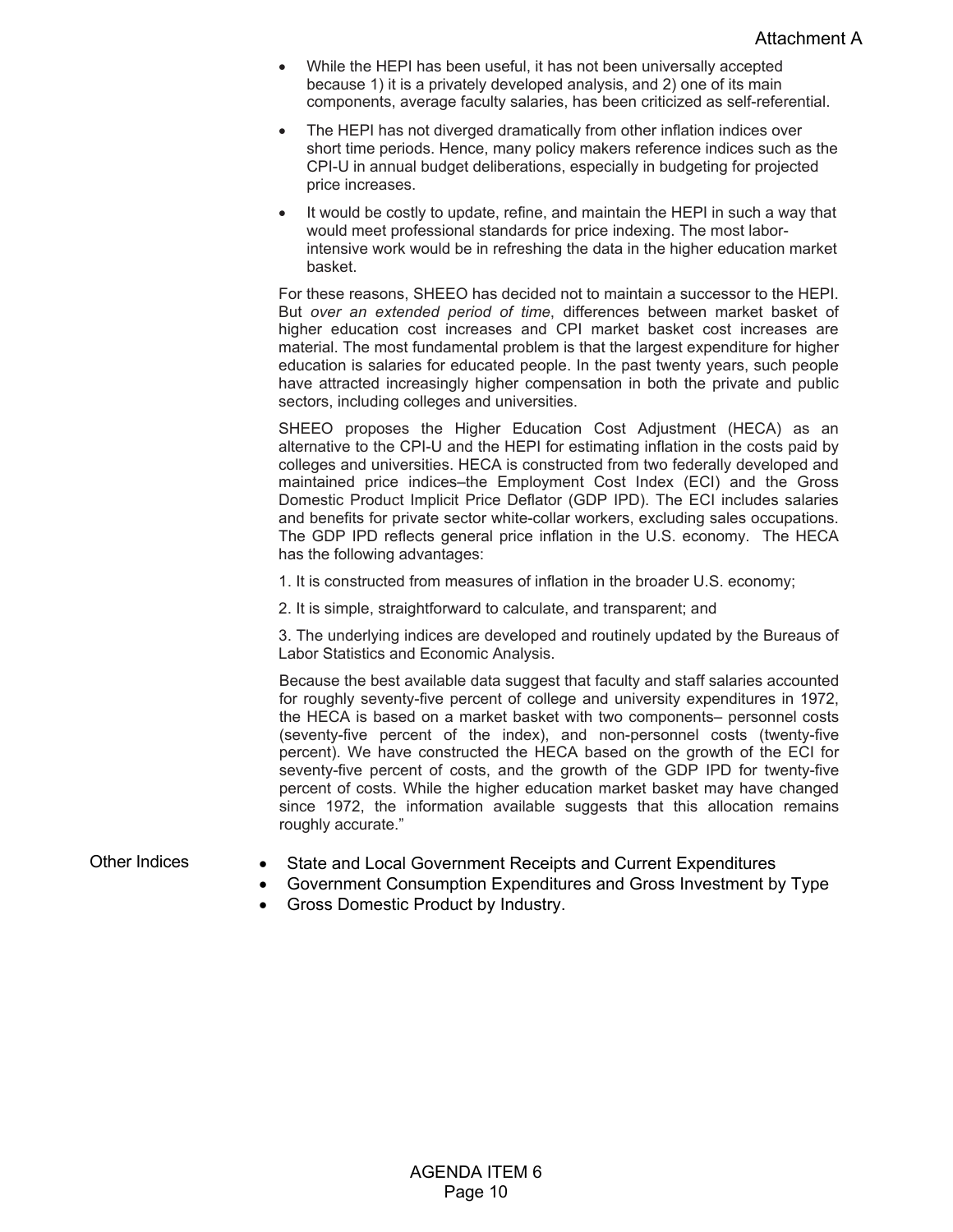- While the HEPI has been useful, it has not been universally accepted because 1) it is a privately developed analysis, and 2) one of its main components, average faculty salaries, has been criticized as self-referential.
- The HEPI has not diverged dramatically from other inflation indices over short time periods. Hence, many policy makers reference indices such as the CPI-U in annual budget deliberations, especially in budgeting for projected price increases.
- It would be costly to update, refine, and maintain the HEPI in such a way that would meet professional standards for price indexing. The most labor-intensive work would be in refreshing the data in the higher education market basket.

For these reasons, SHEEO has decided not to maintain a successor to the HEPI. But *over an extended period of time*, differences between market basket of higher education cost increases and CPI market basket cost increases are material. The most fundamental problem is that the largest expenditure for higher education is salaries for educated people. In the past twenty years, such people have attracted increasingly higher compensation in both the private and public sectors, including colleges and universities.

SHEEO proposes the Higher Education Cost Adjustment (HECA) as an alternative to the CPI-U and the HEPI for estimating inflation in the costs paid by colleges and universities. HECA is constructed from two federally developed and maintained price indices–the Employment Cost Index (ECI) and the Gross Domestic Product Implicit Price Deflator (GDP IPD). The ECI includes salaries and benefits for private sector white-collar workers, excluding sales occupations. The GDP IPD reflects general price inflation in the U.S. economy. The HECA has the following advantages:

1. It is constructed from measures of inflation in the broader U.S. economy;

2. It is simple, straightforward to calculate, and transparent; and

3. The underlying indices are developed and routinely updated by the Bureaus of Labor Statistics and Economic Analysis.

Because the best available data suggest that faculty and staff salaries accounted for roughly seventy-five percent of college and university expenditures in 1972, the HECA is based on a market basket with two components– personnel costs (seventy-five percent of the index), and non-personnel costs (twenty-five percent). We have constructed the HECA based on the growth of the ECI for seventy-five percent of costs, and the growth of the GDP IPD for twenty-five percent of costs. While the higher education market basket may have changed since 1972, the information available suggests that this allocation remains roughly accurate."

Other Indices

- State and Local Government Receipts and Current Expenditures
- Government Consumption Expenditures and Gross Investment by Type
- Gross Domestic Product by Industry.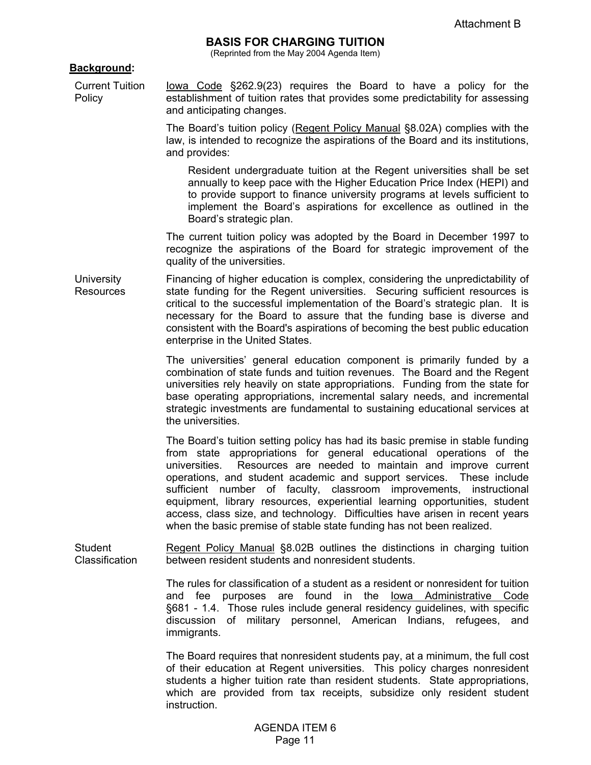Attachment B

# BASIS FOR CHARGING TUITION

(Reprinted from the May 2004 Agenda Item)

**Background:**

**Current Tuition Policy**

Iowa Code §262.9(23) requires the Board to have a policy for the establishment of tuition rates that provides some predictability for assessing and anticipating changes.

The Board's tuition policy (Regent Policy Manual §8.02A) complies with the law, is intended to recognize the aspirations of the Board and its institutions, and provides:

> Resident undergraduate tuition at the Regent universities shall be set annually to keep pace with the Higher Education Price Index (HEPI) and to provide support to finance university programs at levels sufficient to implement the Board's aspirations for excellence as outlined in the Board's strategic plan.

The current tuition policy was adopted by the Board in December 1997 to recognize the aspirations of the Board for strategic improvement of the quality of the universities.

**University Resources**

Financing of higher education is complex, considering the unpredictability of state funding for the Regent universities. Securing sufficient resources is critical to the successful implementation of the Board's strategic plan. It is necessary for the Board to assure that the funding base is diverse and consistent with the Board's aspirations of becoming the best public education enterprise in the United States.

The universities' general education component is primarily funded by a combination of state funds and tuition revenues. The Board and the Regent universities rely heavily on state appropriations. Funding from the state for base operating appropriations, incremental salary needs, and incremental strategic investments are fundamental to sustaining educational services at the universities.

The Board's tuition setting policy has had its basic premise in stable funding from state appropriations for general educational operations of the universities. Resources are needed to maintain and improve current operations, and student academic and support services. These include sufficient number of faculty, classroom improvements, instructional equipment, library resources, experiential learning opportunities, student access, class size, and technology. Difficulties have arisen in recent years when the basic premise of stable state funding has not been realized.

**Student Classification**

Regent Policy Manual §8.02B outlines the distinctions in charging tuition between resident students and nonresident students.

The rules for classification of a student as a resident or nonresident for tuition and fee purposes are found in the Iowa Administrative Code §681 - 1.4. Those rules include general residency guidelines, with specific discussion of military personnel, American Indians, refugees, and immigrants.

The Board requires that nonresident students pay, at a minimum, the full cost of their education at Regent universities. This policy charges nonresident students a higher tuition rate than resident students. State appropriations, which are provided from tax receipts, subsidize only resident student instruction.

AGENDA ITEM 6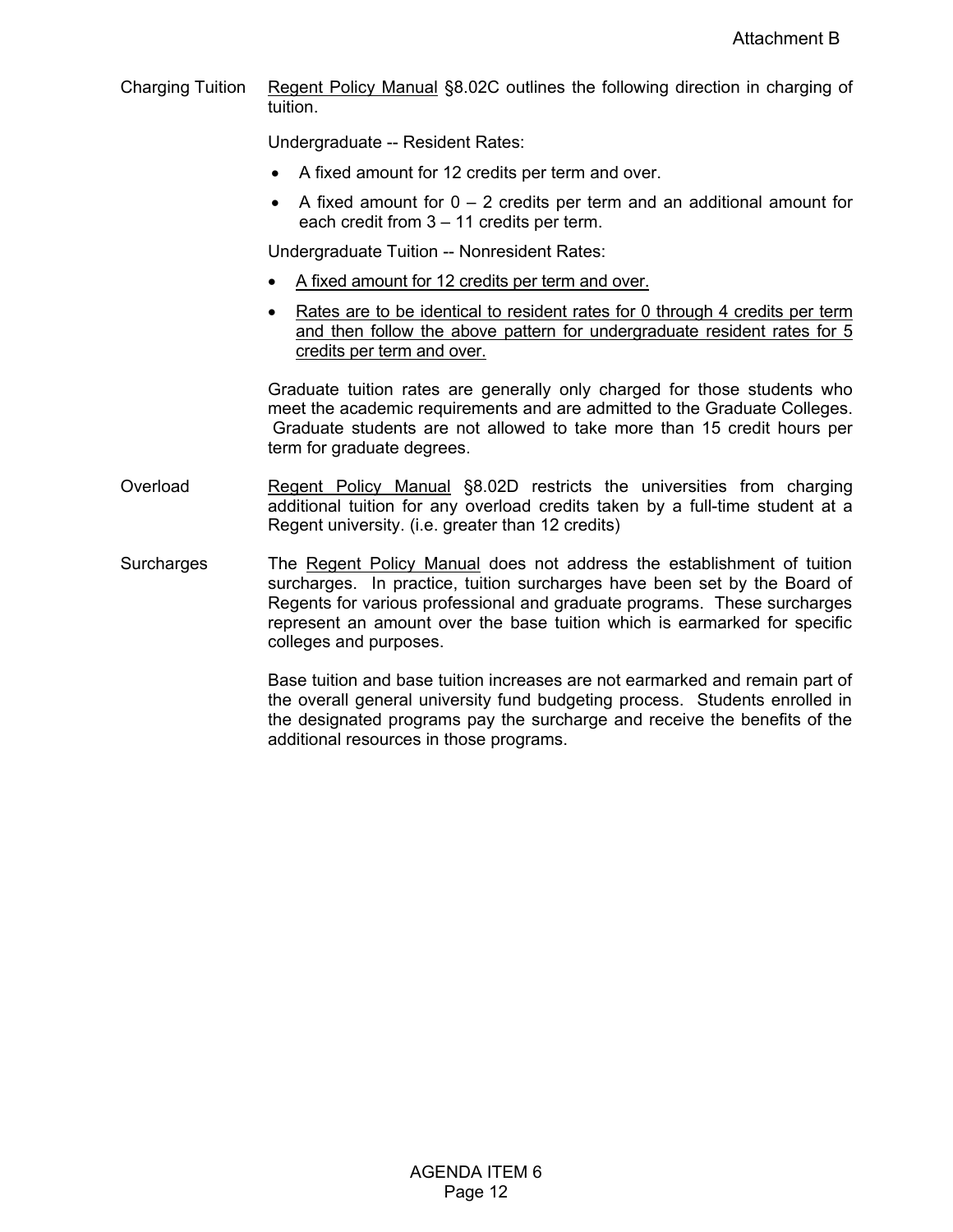Attachment B

**Charging Tuition**

Regent Policy Manual §8.02C outlines the following direction in charging of tuition.

Undergraduate -- Resident Rates:

- A fixed amount for 12 credits per term and over.
- A fixed amount for 0 – 2 credits per term and an additional amount for each credit from 3 – 11 credits per term.

Undergraduate Tuition -- Nonresident Rates:

- A fixed amount for 12 credits per term and over.
- Rates are to be identical to resident rates for 0 through 4 credits per term and then follow the above pattern for undergraduate resident rates for 5 credits per term and over.

Graduate tuition rates are generally only charged for those students who meet the academic requirements and are admitted to the Graduate Colleges. Graduate students are not allowed to take more than 15 credit hours per term for graduate degrees.

**Overload**

Regent Policy Manual §8.02D restricts the universities from charging additional tuition for any overload credits taken by a full-time student at a Regent university. (i.e. greater than 12 credits)

**Surcharges**

The Regent Policy Manual does not address the establishment of tuition surcharges. In practice, tuition surcharges have been set by the Board of Regents for various professional and graduate programs. These surcharges represent an amount over the base tuition which is earmarked for specific colleges and purposes.

Base tuition and base tuition increases are not earmarked and remain part of the overall general university fund budgeting process. Students enrolled in the designated programs pay the surcharge and receive the benefits of the additional resources in those programs.

AGENDA ITEM 6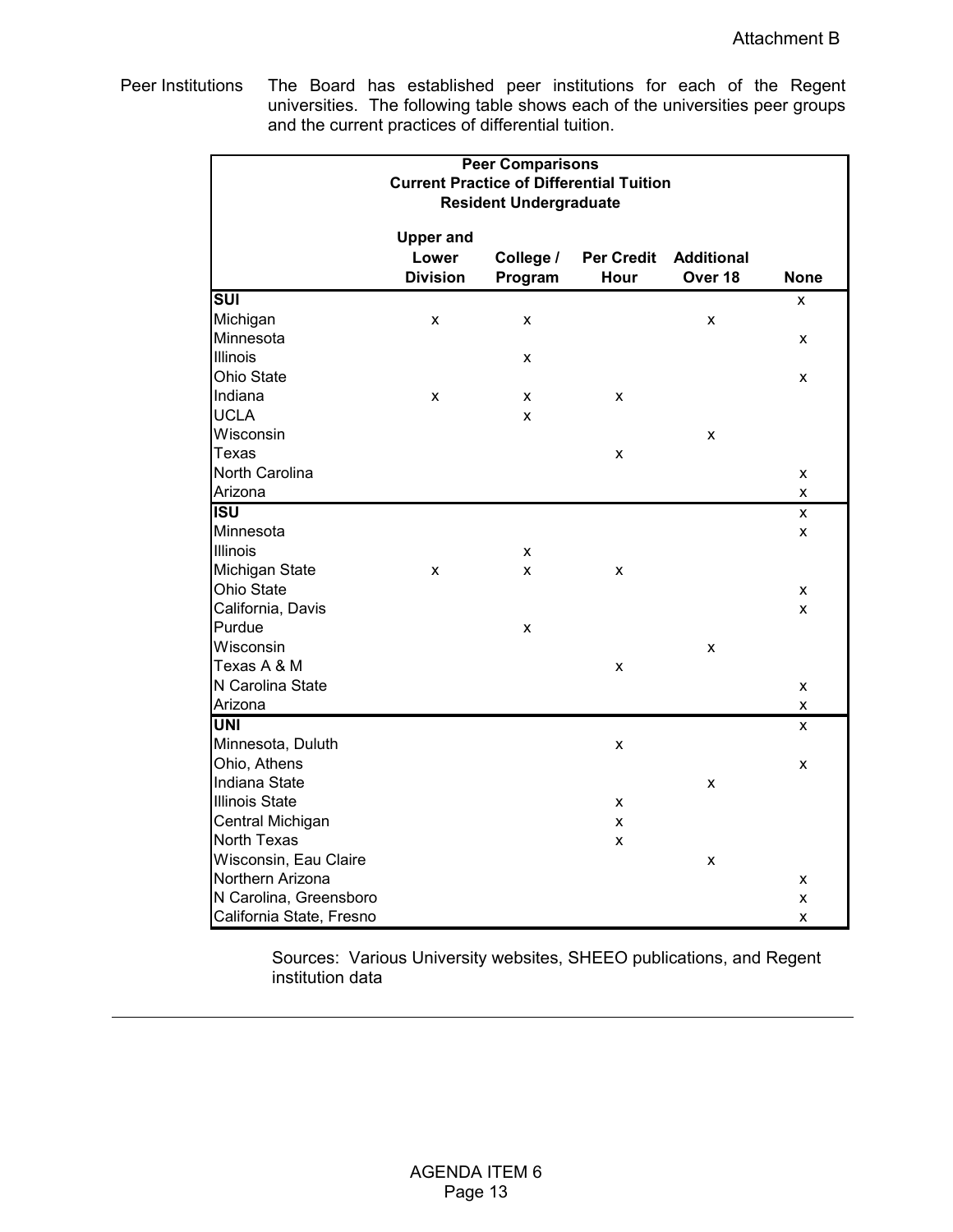Attachment B

Peer Institutions The Board has established peer institutions for each of the Regent universities. The following table shows each of the universities peer groups and the current practices of differential tuition.

| Peer Comparisons<br>Current Practice of Differential Tuition<br>Resident Undergraduate | | | | | |
|---|---|---|---|---|---|
| | **Upper and Lower Division** | **College / Program** | **Per Credit Hour** | **Additional Over 18** | **None** |
| **SUI** | | | | | x |
| Michigan | x | x | | x | |
| Minnesota | | | | | x |
| Illinois | | x | | | |
| Ohio State | | | | | x |
| Indiana | x | x | x | | |
| UCLA | | x | | | |
| Wisconsin | | | | x | |
| Texas | | | x | | |
| North Carolina | | | | | x |
| Arizona | | | | | x |
| **ISU** | | | | | x |
| Minnesota | | | | | x |
| Illinois | | x | | | |
| Michigan State | x | x | x | | |
| Ohio State | | | | | x |
| California, Davis | | | | | x |
| Purdue | | x | | | |
| Wisconsin | | | | x | |
| Texas A & M | | | x | | |
| N Carolina State | | | | | x |
| Arizona | | | | | x |
| **UNI** | | | | | x |
| Minnesota, Duluth | | | x | | |
| Ohio, Athens | | | | | x |
| Indiana State | | | | x | |
| Illinois State | | | x | | |
| Central Michigan | | | x | | |
| North Texas | | | x | | |
| Wisconsin, Eau Claire | | | | x | |
| Northern Arizona | | | | | x |
| N Carolina, Greensboro | | | | | x |
| California State, Fresno | | | | | x |

Sources: Various University websites, SHEEO publications, and Regent institution data

AGENDA ITEM 6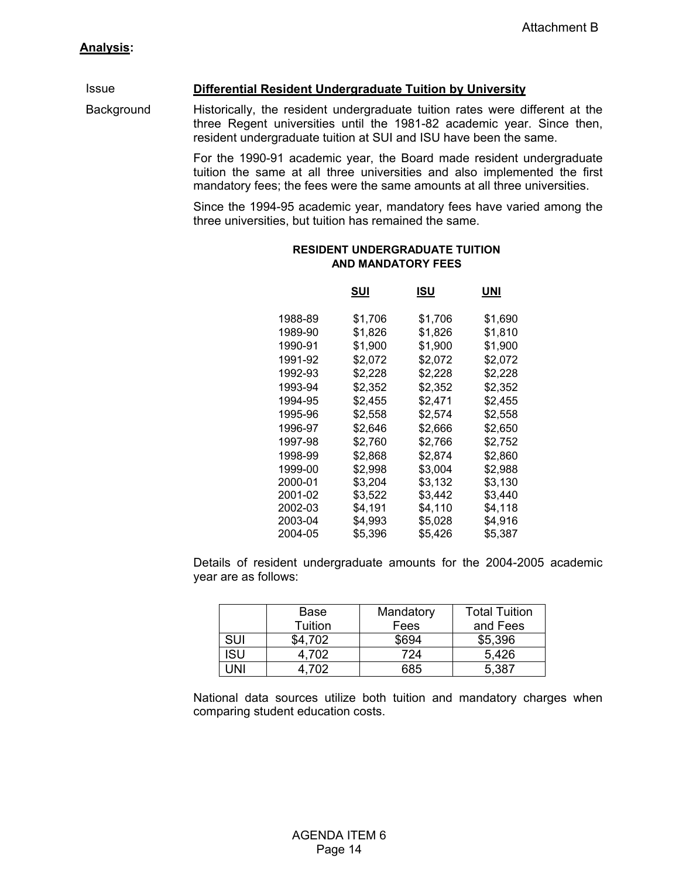Attachment B

**Analysis:**

Issue **Differential Resident Undergraduate Tuition by University**

Background Historically, the resident undergraduate tuition rates were different at the three Regent universities until the 1981-82 academic year. Since then, resident undergraduate tuition at SUI and ISU have been the same.

For the 1990-91 academic year, the Board made resident undergraduate tuition the same at all three universities and also implemented the first mandatory fees; the fees were the same amounts at all three universities.

Since the 1994-95 academic year, mandatory fees have varied among the three universities, but tuition has remained the same.

**RESIDENT UNDERGRADUATE TUITION AND MANDATORY FEES**

| | SUI | ISU | UNI |
|---|---|---|---|
| 1988-89 | $1,706 | $1,706 | $1,690 |
| 1989-90 | $1,826 | $1,826 | $1,810 |
| 1990-91 | $1,900 | $1,900 | $1,900 |
| 1991-92 | $2,072 | $2,072 | $2,072 |
| 1992-93 | $2,228 | $2,228 | $2,228 |
| 1993-94 | $2,352 | $2,352 | $2,352 |
| 1994-95 | $2,455 | $2,471 | $2,455 |
| 1995-96 | $2,558 | $2,574 | $2,558 |
| 1996-97 | $2,646 | $2,666 | $2,650 |
| 1997-98 | $2,760 | $2,766 | $2,752 |
| 1998-99 | $2,868 | $2,874 | $2,860 |
| 1999-00 | $2,998 | $3,004 | $2,988 |
| 2000-01 | $3,204 | $3,132 | $3,130 |
| 2001-02 | $3,522 | $3,442 | $3,440 |
| 2002-03 | $4,191 | $4,110 | $4,118 |
| 2003-04 | $4,993 | $5,028 | $4,916 |
| 2004-05 | $5,396 | $5,426 | $5,387 |

Details of resident undergraduate amounts for the 2004-2005 academic year are as follows:

| | Base Tuition | Mandatory Fees | Total Tuition and Fees |
|---|---|---|---|
| SUI | $4,702 | $694 | $5,396 |
| ISU | 4,702 | 724 | 5,426 |
| UNI | 4,702 | 685 | 5,387 |

National data sources utilize both tuition and mandatory charges when comparing student education costs.

AGENDA ITEM 6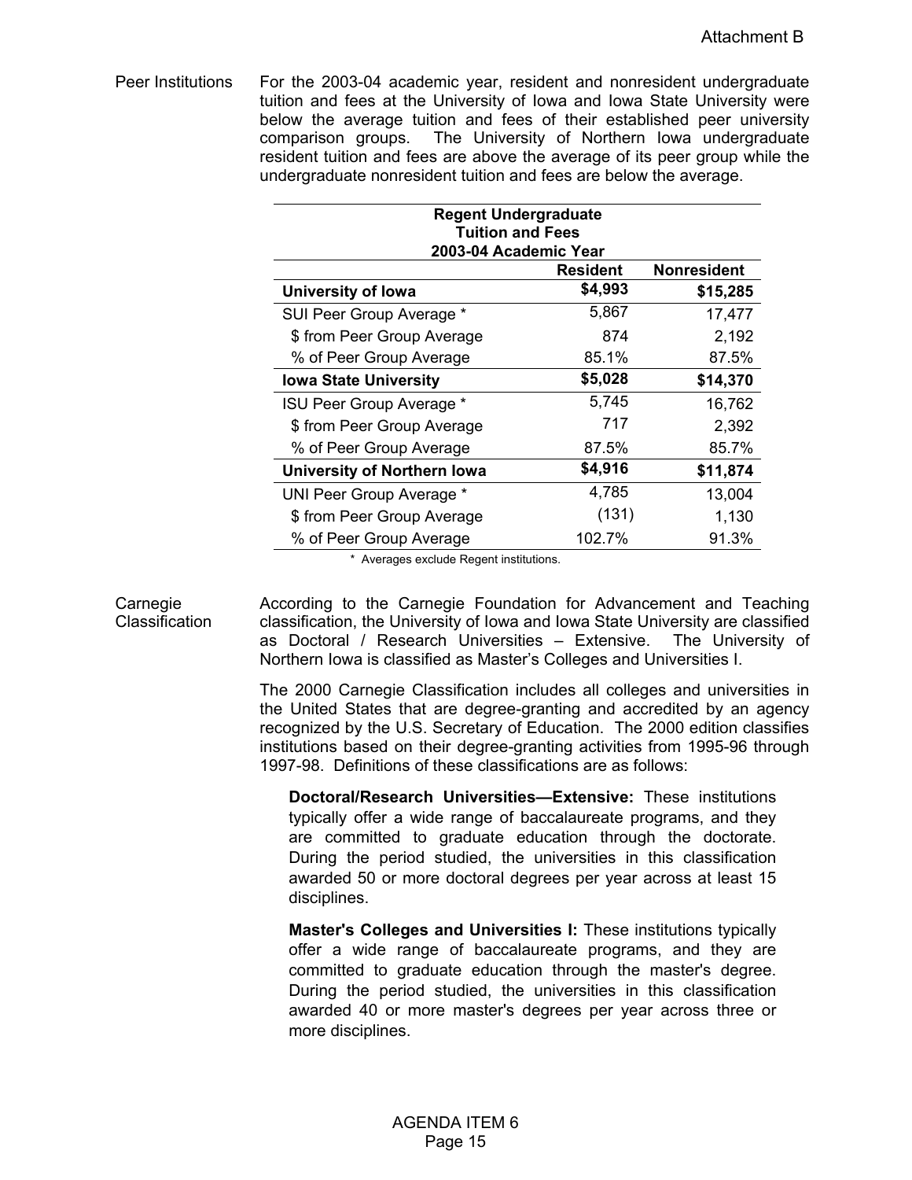Attachment B

**Peer Institutions**

For the 2003-04 academic year, resident and nonresident undergraduate tuition and fees at the University of Iowa and Iowa State University were below the average tuition and fees of their established peer university comparison groups. The University of Northern Iowa undergraduate resident tuition and fees are above the average of its peer group while the undergraduate nonresident tuition and fees are below the average.

| Regent Undergraduate Tuition and Fees 2003-04 Academic Year | | |
|---|---|---|
| | Resident | Nonresident |
| **University of Iowa** | **$4,993** | **$15,285** |
| SUI Peer Group Average * | 5,867 | 17,477 |
| $ from Peer Group Average | 874 | 2,192 |
| % of Peer Group Average | 85.1% | 87.5% |
| **Iowa State University** | **$5,028** | **$14,370** |
| ISU Peer Group Average * | 5,745 | 16,762 |
| $ from Peer Group Average | 717 | 2,392 |
| % of Peer Group Average | 87.5% | 85.7% |
| **University of Northern Iowa** | **$4,916** | **$11,874** |
| UNI Peer Group Average * | 4,785 | 13,004 |
| $ from Peer Group Average | (131) | 1,130 |
| % of Peer Group Average | 102.7% | 91.3% |

\* Averages exclude Regent institutions.

**Carnegie Classification**

According to the Carnegie Foundation for Advancement and Teaching classification, the University of Iowa and Iowa State University are classified as Doctoral / Research Universities – Extensive. The University of Northern Iowa is classified as Master's Colleges and Universities I.

The 2000 Carnegie Classification includes all colleges and universities in the United States that are degree-granting and accredited by an agency recognized by the U.S. Secretary of Education. The 2000 edition classifies institutions based on their degree-granting activities from 1995-96 through 1997-98. Definitions of these classifications are as follows:

**Doctoral/Research Universities—Extensive:** These institutions typically offer a wide range of baccalaureate programs, and they are committed to graduate education through the doctorate. During the period studied, the universities in this classification awarded 50 or more doctoral degrees per year across at least 15 disciplines.

**Master's Colleges and Universities I:** These institutions typically offer a wide range of baccalaureate programs, and they are committed to graduate education through the master's degree. During the period studied, the universities in this classification awarded 40 or more master's degrees per year across three or more disciplines.

AGENDA ITEM 6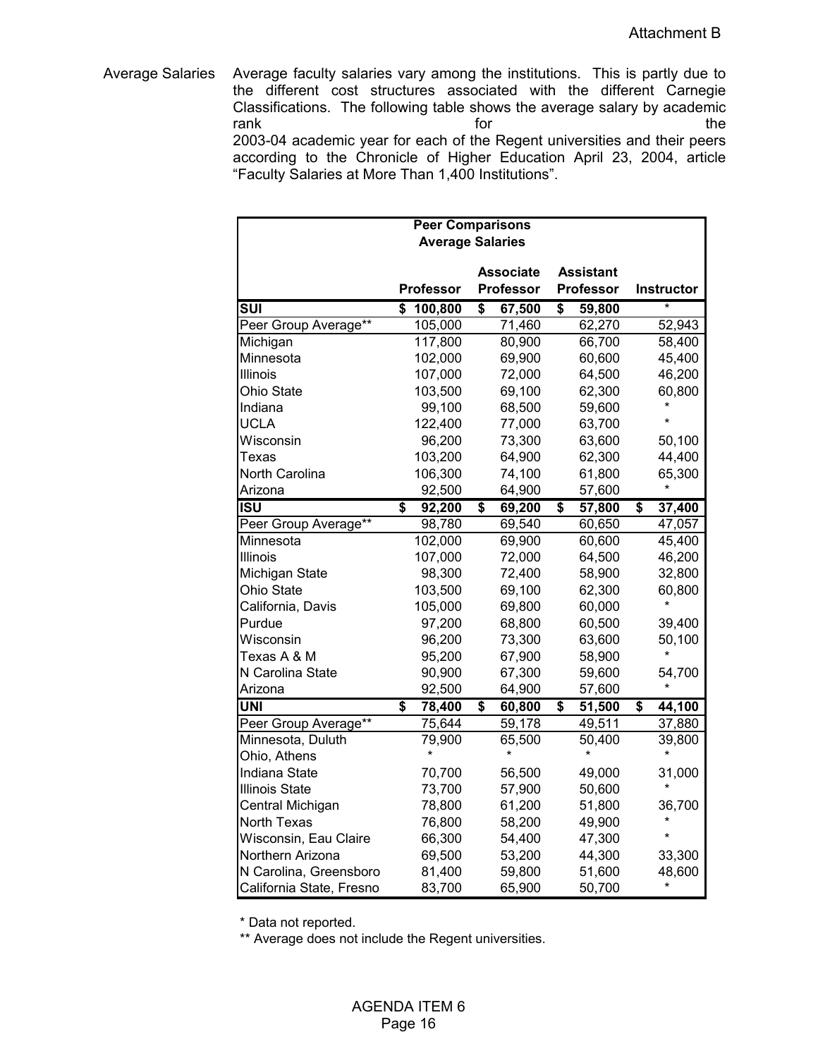Attachment B

Average Salaries

Average faculty salaries vary among the institutions. This is partly due to the different cost structures associated with the different Carnegie Classifications. The following table shows the average salary by academic rank for the 2003-04 academic year for each of the Regent universities and their peers according to the Chronicle of Higher Education April 23, 2004, article "Faculty Salaries at More Than 1,400 Institutions".

| Peer Comparisons<br>Average Salaries | | | | |
|---|---|---|---|---|
| | **Professor** | **Associate Professor** | **Assistant Professor** | **Instructor** |
| **SUI** | **$ 100,800** | **$ 67,500** | **$ 59,800** | * |
| Peer Group Average** | 105,000 | 71,460 | 62,270 | 52,943 |
| Michigan | 117,800 | 80,900 | 66,700 | 58,400 |
| Minnesota | 102,000 | 69,900 | 60,600 | 45,400 |
| Illinois | 107,000 | 72,000 | 64,500 | 46,200 |
| Ohio State | 103,500 | 69,100 | 62,300 | 60,800 |
| Indiana | 99,100 | 68,500 | 59,600 | * |
| UCLA | 122,400 | 77,000 | 63,700 | * |
| Wisconsin | 96,200 | 73,300 | 63,600 | 50,100 |
| Texas | 103,200 | 64,900 | 62,300 | 44,400 |
| North Carolina | 106,300 | 74,100 | 61,800 | 65,300 |
| Arizona | 92,500 | 64,900 | 57,600 | * |
| **ISU** | **$ 92,200** | **$ 69,200** | **$ 57,800** | **$ 37,400** |
| Peer Group Average** | 98,780 | 69,540 | 60,650 | 47,057 |
| Minnesota | 102,000 | 69,900 | 60,600 | 45,400 |
| Illinois | 107,000 | 72,000 | 64,500 | 46,200 |
| Michigan State | 98,300 | 72,400 | 58,900 | 32,800 |
| Ohio State | 103,500 | 69,100 | 62,300 | 60,800 |
| California, Davis | 105,000 | 69,800 | 60,000 | * |
| Purdue | 97,200 | 68,800 | 60,500 | 39,400 |
| Wisconsin | 96,200 | 73,300 | 63,600 | 50,100 |
| Texas A & M | 95,200 | 67,900 | 58,900 | * |
| N Carolina State | 90,900 | 67,300 | 59,600 | 54,700 |
| Arizona | 92,500 | 64,900 | 57,600 | * |
| **UNI** | **$ 78,400** | **$ 60,800** | **$ 51,500** | **$ 44,100** |
| Peer Group Average** | 75,644 | 59,178 | 49,511 | 37,880 |
| Minnesota, Duluth | 79,900 | 65,500 | 50,400 | 39,800 |
| Ohio, Athens | * | * | * | * |
| Indiana State | 70,700 | 56,500 | 49,000 | 31,000 |
| Illinois State | 73,700 | 57,900 | 50,600 | * |
| Central Michigan | 78,800 | 61,200 | 51,800 | 36,700 |
| North Texas | 76,800 | 58,200 | 49,900 | * |
| Wisconsin, Eau Claire | 66,300 | 54,400 | 47,300 | * |
| Northern Arizona | 69,500 | 53,200 | 44,300 | 33,300 |
| N Carolina, Greensboro | 81,400 | 59,800 | 51,600 | 48,600 |
| California State, Fresno | 83,700 | 65,900 | 50,700 | * |

* Data not reported.

** Average does not include the Regent universities.

AGENDA ITEM 6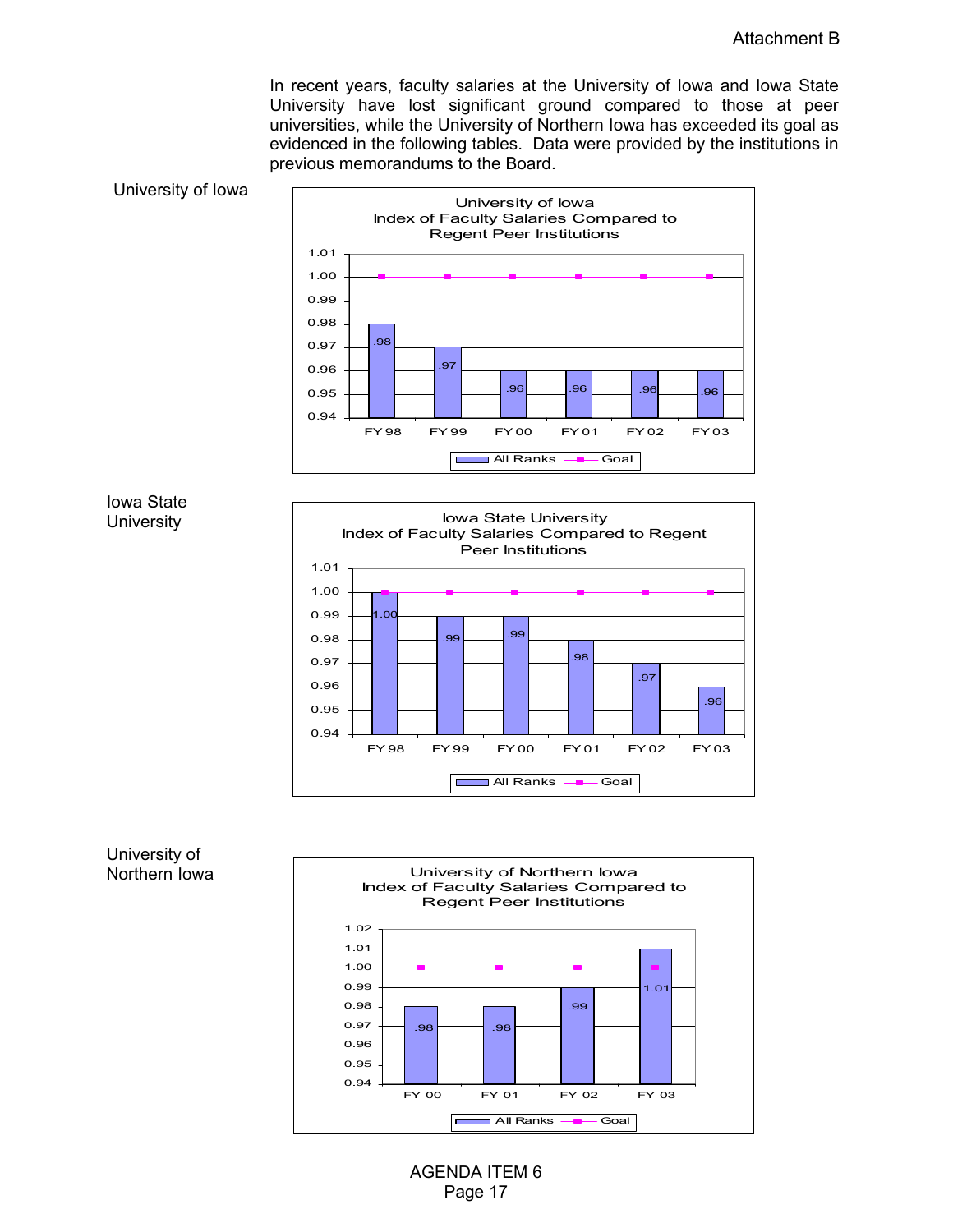Attachment B

In recent years, faculty salaries at the University of Iowa and Iowa State University have lost significant ground compared to those at peer universities, while the University of Northern Iowa has exceeded its goal as evidenced in the following tables. Data were provided by the institutions in previous memorandums to the Board.

University of Iowa

**University of Iowa**
**Index of Faculty Salaries Compared to Regent Peer Institutions**

| | FY 98 | FY 99 | FY 00 | FY 01 | FY 02 | FY 03 |
|---|---|---|---|---|---|---|
| All Ranks | .98 | .97 | .96 | .96 | .96 | .96 |
| Goal | 1.00 | 1.00 | 1.00 | 1.00 | 1.00 | 1.00 |

Iowa State University

**Iowa State University**
**Index of Faculty Salaries Compared to Regent Peer Institutions**

| | FY 98 | FY 99 | FY 00 | FY 01 | FY 02 | FY 03 |
|---|---|---|---|---|---|---|
| All Ranks | 1.00 | .99 | .99 | .98 | .97 | .96 |
| Goal | 1.00 | 1.00 | 1.00 | 1.00 | 1.00 | 1.00 |

University of Northern Iowa

**University of Northern Iowa**
**Index of Faculty Salaries Compared to Regent Peer Institutions**

| | FY 00 | FY 01 | FY 02 | FY 03 |
|---|---|---|---|---|
| All Ranks | .98 | .98 | .99 | 1.01 |
| Goal | 1.00 | 1.00 | 1.00 | 1.00 |

AGENDA ITEM 6
Page 17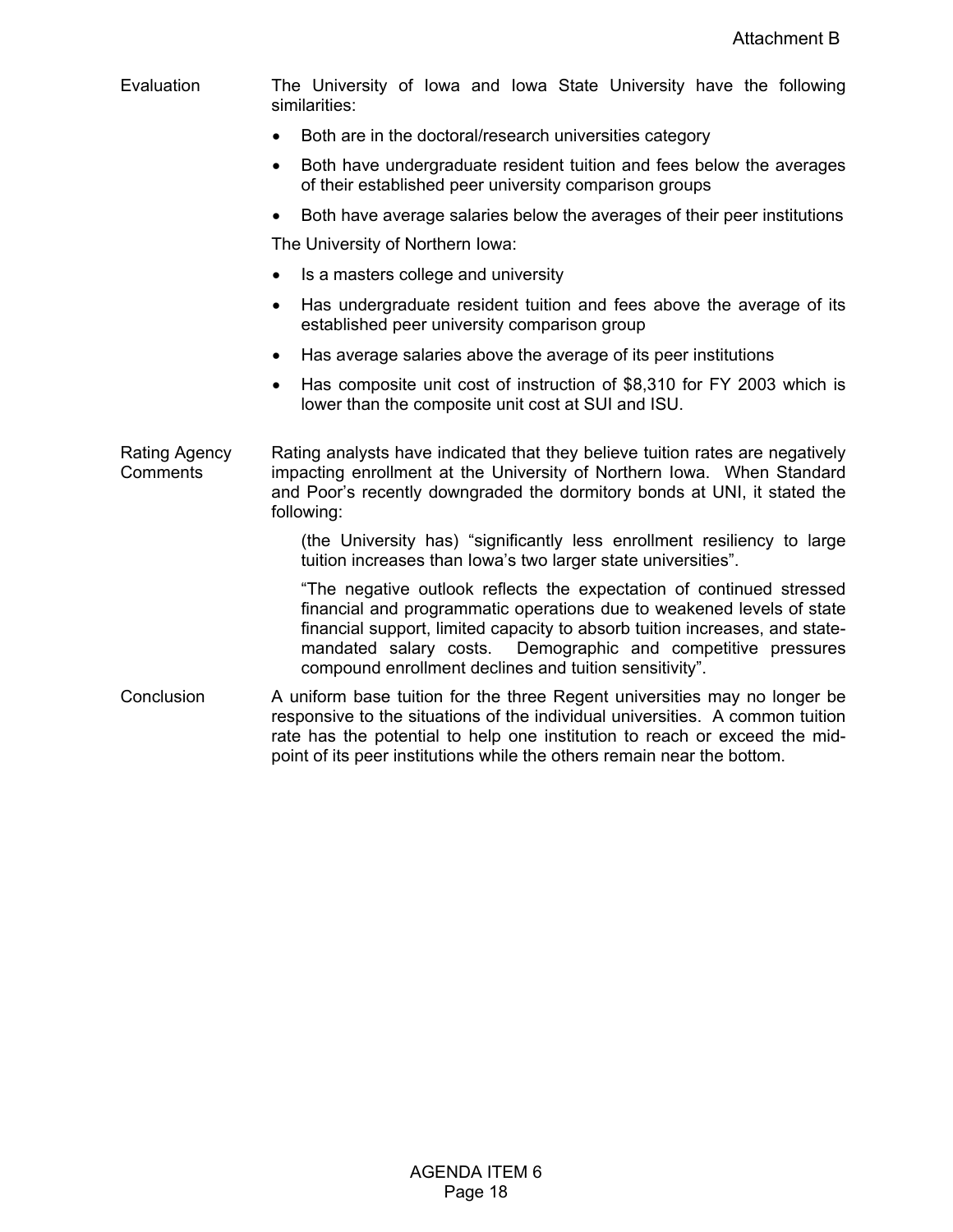Attachment B

**Evaluation**

The University of Iowa and Iowa State University have the following similarities:

- Both are in the doctoral/research universities category
- Both have undergraduate resident tuition and fees below the averages of their established peer university comparison groups
- Both have average salaries below the averages of their peer institutions

The University of Northern Iowa:

- Is a masters college and university
- Has undergraduate resident tuition and fees above the average of its established peer university comparison group
- Has average salaries above the average of its peer institutions
- Has composite unit cost of instruction of $8,310 for FY 2003 which is lower than the composite unit cost at SUI and ISU.

**Rating Agency Comments**

Rating analysts have indicated that they believe tuition rates are negatively impacting enrollment at the University of Northern Iowa. When Standard and Poor's recently downgraded the dormitory bonds at UNI, it stated the following:

> (the University has) "significantly less enrollment resiliency to large tuition increases than Iowa's two larger state universities".
>
> "The negative outlook reflects the expectation of continued stressed financial and programmatic operations due to weakened levels of state financial support, limited capacity to absorb tuition increases, and state-mandated salary costs. Demographic and competitive pressures compound enrollment declines and tuition sensitivity".

**Conclusion**

A uniform base tuition for the three Regent universities may no longer be responsive to the situations of the individual universities. A common tuition rate has the potential to help one institution to reach or exceed the mid-point of its peer institutions while the others remain near the bottom.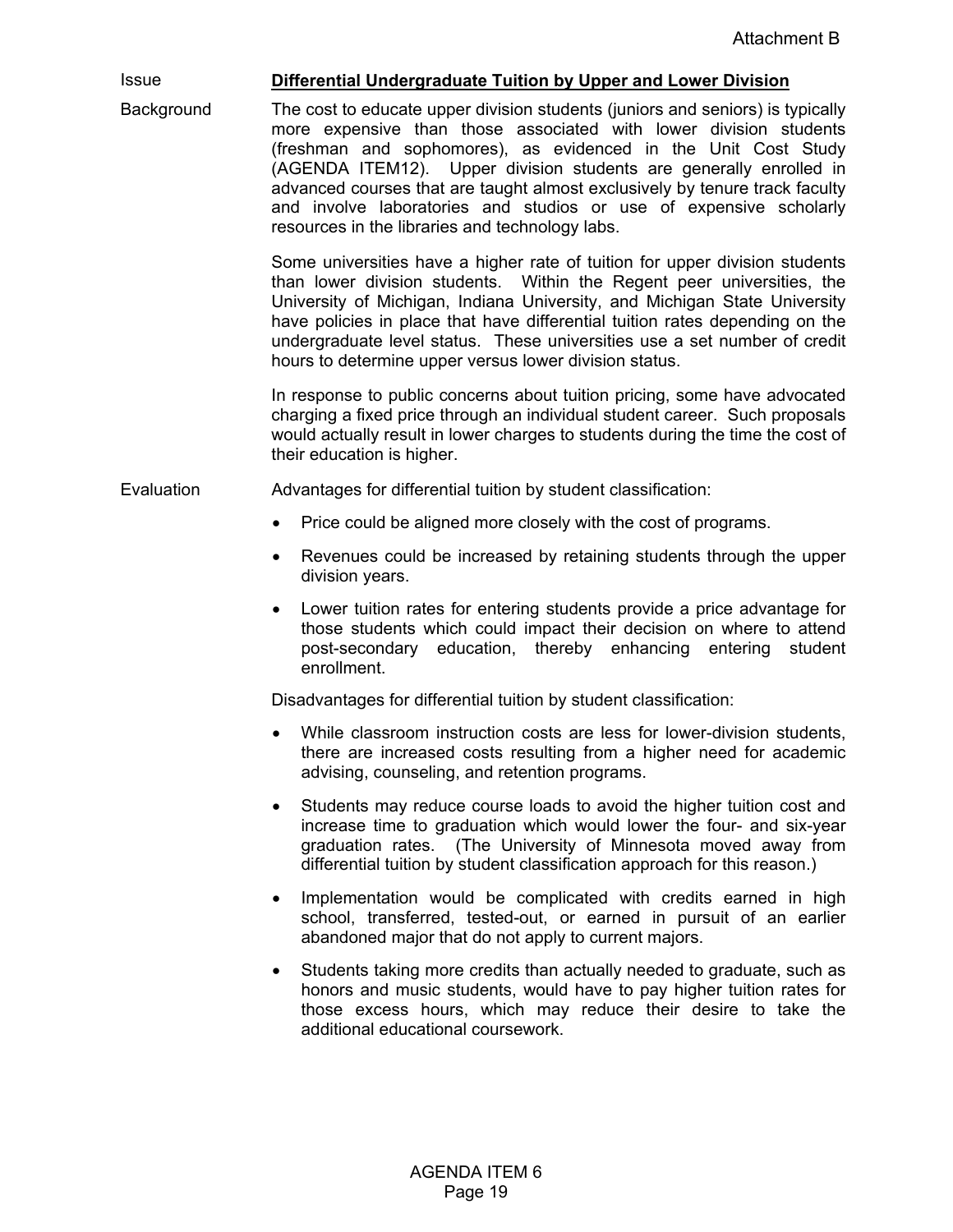Attachment B

**Issue** — **Differential Undergraduate Tuition by Upper and Lower Division**

**Background**

The cost to educate upper division students (juniors and seniors) is typically more expensive than those associated with lower division students (freshman and sophomores), as evidenced in the Unit Cost Study (AGENDA ITEM12). Upper division students are generally enrolled in advanced courses that are taught almost exclusively by tenure track faculty and involve laboratories and studios or use of expensive scholarly resources in the libraries and technology labs.

Some universities have a higher rate of tuition for upper division students than lower division students. Within the Regent peer universities, the University of Michigan, Indiana University, and Michigan State University have policies in place that have differential tuition rates depending on the undergraduate level status. These universities use a set number of credit hours to determine upper versus lower division status.

In response to public concerns about tuition pricing, some have advocated charging a fixed price through an individual student career. Such proposals would actually result in lower charges to students during the time the cost of their education is higher.

**Evaluation**

Advantages for differential tuition by student classification:

- Price could be aligned more closely with the cost of programs.
- Revenues could be increased by retaining students through the upper division years.
- Lower tuition rates for entering students provide a price advantage for those students which could impact their decision on where to attend post-secondary education, thereby enhancing entering student enrollment.

Disadvantages for differential tuition by student classification:

- While classroom instruction costs are less for lower-division students, there are increased costs resulting from a higher need for academic advising, counseling, and retention programs.
- Students may reduce course loads to avoid the higher tuition cost and increase time to graduation which would lower the four- and six-year graduation rates. (The University of Minnesota moved away from differential tuition by student classification approach for this reason.)
- Implementation would be complicated with credits earned in high school, transferred, tested-out, or earned in pursuit of an earlier abandoned major that do not apply to current majors.
- Students taking more credits than actually needed to graduate, such as honors and music students, would have to pay higher tuition rates for those excess hours, which may reduce their desire to take the additional educational coursework.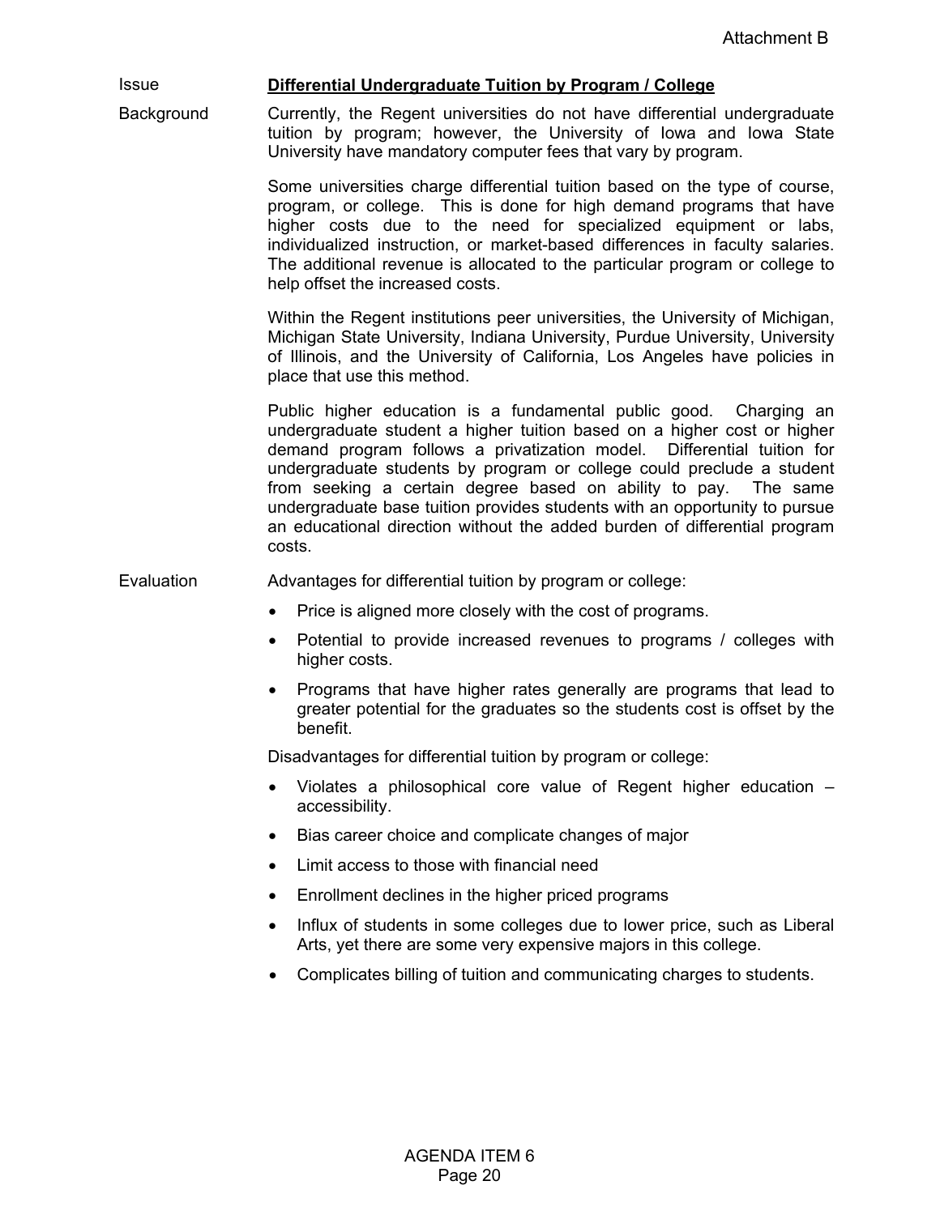Attachment B

Issue **Differential Undergraduate Tuition by Program / College**

Background Currently, the Regent universities do not have differential undergraduate tuition by program; however, the University of Iowa and Iowa State University have mandatory computer fees that vary by program.

Some universities charge differential tuition based on the type of course, program, or college. This is done for high demand programs that have higher costs due to the need for specialized equipment or labs, individualized instruction, or market-based differences in faculty salaries. The additional revenue is allocated to the particular program or college to help offset the increased costs.

Within the Regent institutions peer universities, the University of Michigan, Michigan State University, Indiana University, Purdue University, University of Illinois, and the University of California, Los Angeles have policies in place that use this method.

Public higher education is a fundamental public good. Charging an undergraduate student a higher tuition based on a higher cost or higher demand program follows a privatization model. Differential tuition for undergraduate students by program or college could preclude a student from seeking a certain degree based on ability to pay. The same undergraduate base tuition provides students with an opportunity to pursue an educational direction without the added burden of differential program costs.

Evaluation Advantages for differential tuition by program or college:

- Price is aligned more closely with the cost of programs.
- Potential to provide increased revenues to programs / colleges with higher costs.
- Programs that have higher rates generally are programs that lead to greater potential for the graduates so the students cost is offset by the benefit.

Disadvantages for differential tuition by program or college:

- Violates a philosophical core value of Regent higher education – accessibility.
- Bias career choice and complicate changes of major
- Limit access to those with financial need
- Enrollment declines in the higher priced programs
- Influx of students in some colleges due to lower price, such as Liberal Arts, yet there are some very expensive majors in this college.
- Complicates billing of tuition and communicating charges to students.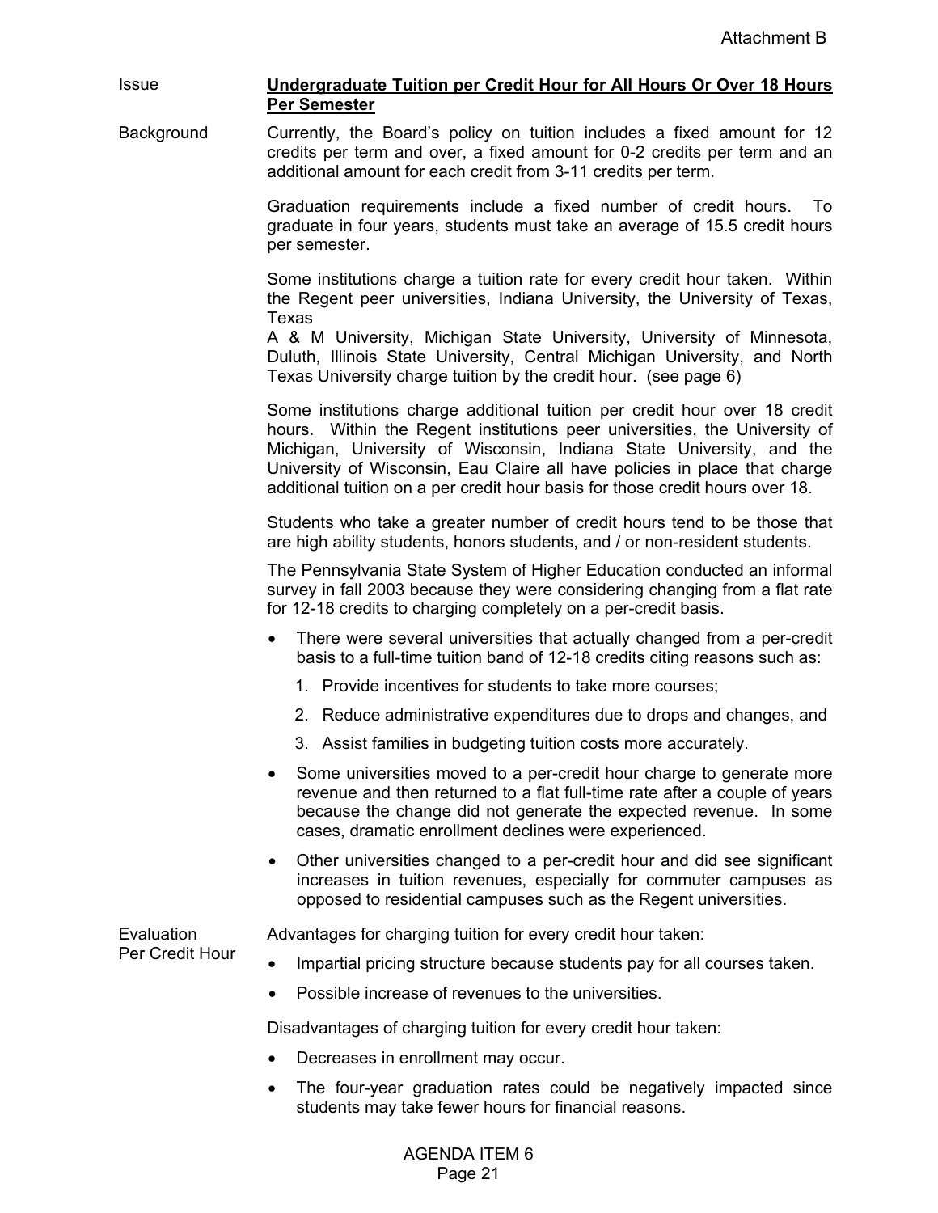Attachment B

**Issue**

## Undergraduate Tuition per Credit Hour for All Hours Or Over 18 Hours Per Semester

**Background**

Currently, the Board's policy on tuition includes a fixed amount for 12 credits per term and over, a fixed amount for 0-2 credits per term and an additional amount for each credit from 3-11 credits per term.

Graduation requirements include a fixed number of credit hours. To graduate in four years, students must take an average of 15.5 credit hours per semester.

Some institutions charge a tuition rate for every credit hour taken. Within the Regent peer universities, Indiana University, the University of Texas, Texas A & M University, Michigan State University, University of Minnesota, Duluth, Illinois State University, Central Michigan University, and North Texas University charge tuition by the credit hour. (see page 6)

Some institutions charge additional tuition per credit hour over 18 credit hours. Within the Regent institutions peer universities, the University of Michigan, University of Wisconsin, Indiana State University, and the University of Wisconsin, Eau Claire all have policies in place that charge additional tuition on a per credit hour basis for those credit hours over 18.

Students who take a greater number of credit hours tend to be those that are high ability students, honors students, and / or non-resident students.

The Pennsylvania State System of Higher Education conducted an informal survey in fall 2003 because they were considering changing from a flat rate for 12-18 credits to charging completely on a per-credit basis.

- There were several universities that actually changed from a per-credit basis to a full-time tuition band of 12-18 credits citing reasons such as:
  1. Provide incentives for students to take more courses;
  2. Reduce administrative expenditures due to drops and changes, and
  3. Assist families in budgeting tuition costs more accurately.
- Some universities moved to a per-credit hour charge to generate more revenue and then returned to a flat full-time rate after a couple of years because the change did not generate the expected revenue. In some cases, dramatic enrollment declines were experienced.
- Other universities changed to a per-credit hour and did see significant increases in tuition revenues, especially for commuter campuses as opposed to residential campuses such as the Regent universities.

**Evaluation Per Credit Hour**

Advantages for charging tuition for every credit hour taken:

- Impartial pricing structure because students pay for all courses taken.
- Possible increase of revenues to the universities.

Disadvantages of charging tuition for every credit hour taken:

- Decreases in enrollment may occur.
- The four-year graduation rates could be negatively impacted since students may take fewer hours for financial reasons.

AGENDA ITEM 6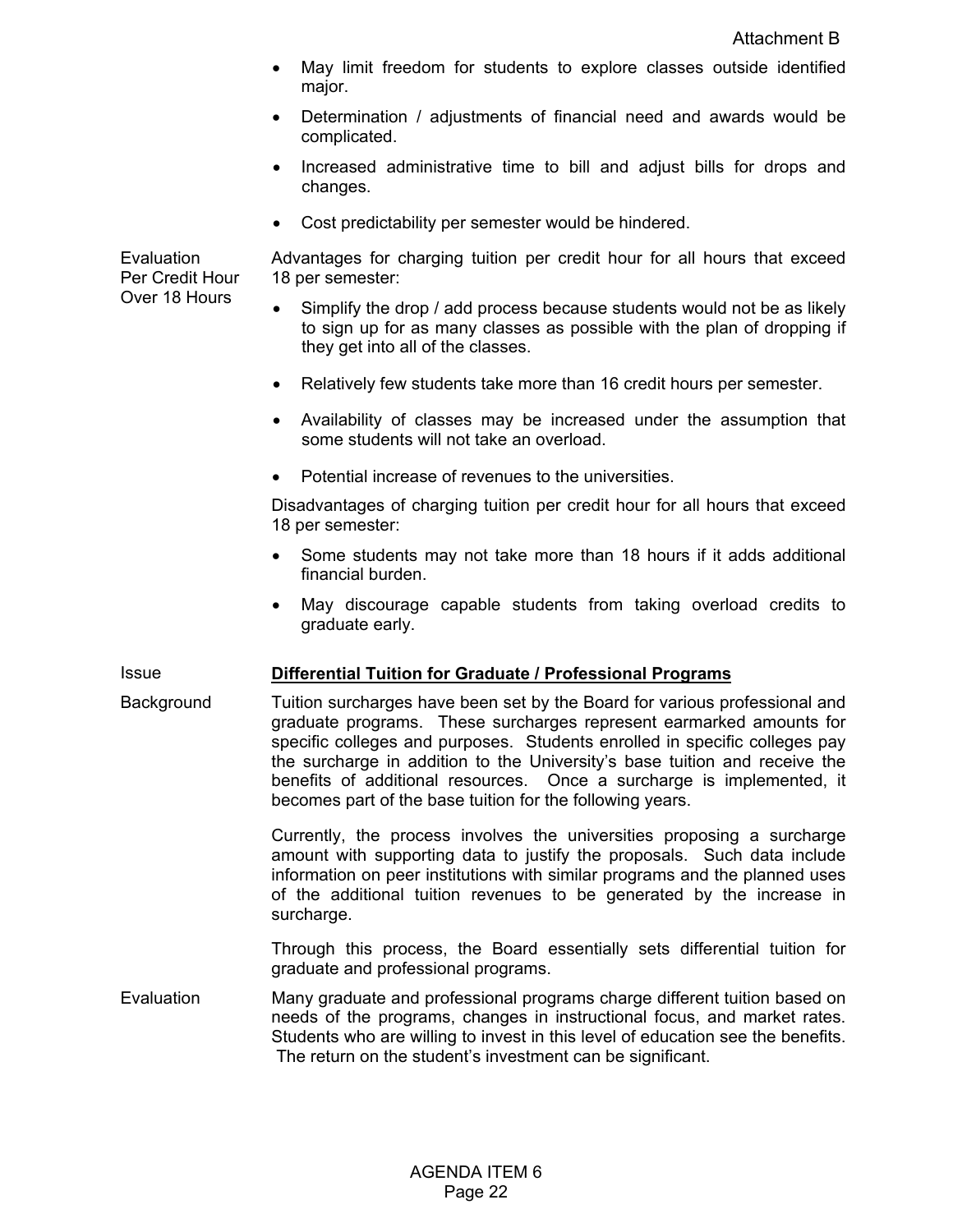Attachment B

- May limit freedom for students to explore classes outside identified major.
- Determination / adjustments of financial need and awards would be complicated.
- Increased administrative time to bill and adjust bills for drops and changes.
- Cost predictability per semester would be hindered.

**Evaluation Per Credit Hour Over 18 Hours**

Advantages for charging tuition per credit hour for all hours that exceed 18 per semester:

- Simplify the drop / add process because students would not be as likely to sign up for as many classes as possible with the plan of dropping if they get into all of the classes.
- Relatively few students take more than 16 credit hours per semester.
- Availability of classes may be increased under the assumption that some students will not take an overload.
- Potential increase of revenues to the universities.

Disadvantages of charging tuition per credit hour for all hours that exceed 18 per semester:

- Some students may not take more than 18 hours if it adds additional financial burden.
- May discourage capable students from taking overload credits to graduate early.

**Issue**

**<u>Differential Tuition for Graduate / Professional Programs</u>**

**Background**

Tuition surcharges have been set by the Board for various professional and graduate programs. These surcharges represent earmarked amounts for specific colleges and purposes. Students enrolled in specific colleges pay the surcharge in addition to the University's base tuition and receive the benefits of additional resources. Once a surcharge is implemented, it becomes part of the base tuition for the following years.

Currently, the process involves the universities proposing a surcharge amount with supporting data to justify the proposals. Such data include information on peer institutions with similar programs and the planned uses of the additional tuition revenues to be generated by the increase in surcharge.

Through this process, the Board essentially sets differential tuition for graduate and professional programs.

**Evaluation**

Many graduate and professional programs charge different tuition based on needs of the programs, changes in instructional focus, and market rates. Students who are willing to invest in this level of education see the benefits. The return on the student's investment can be significant.

AGENDA ITEM 6